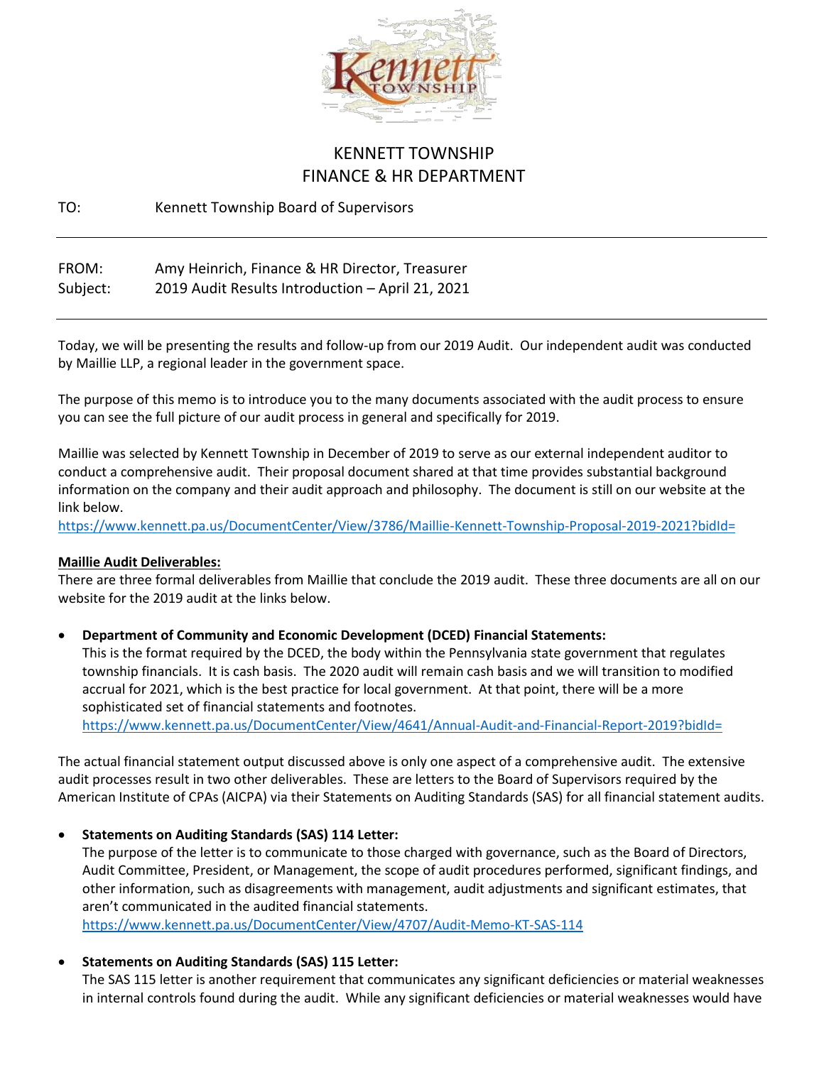# KENNETT TOWNSHIP
## FINANCE & HR DEPARTMENT

TO: Kennett Township Board of Supervisors

---

FROM: Amy Heinrich, Finance & HR Director, Treasurer
Subject: 2019 Audit Results Introduction – April 21, 2021

---

Today, we will be presenting the results and follow-up from our 2019 Audit. Our independent audit was conducted by Maillie LLP, a regional leader in the government space.

The purpose of this memo is to introduce you to the many documents associated with the audit process to ensure you can see the full picture of our audit process in general and specifically for 2019.

Maillie was selected by Kennett Township in December of 2019 to serve as our external independent auditor to conduct a comprehensive audit. Their proposal document shared at that time provides substantial background information on the company and their audit approach and philosophy. The document is still on our website at the link below.
https://www.kennett.pa.us/DocumentCenter/View/3786/Maillie-Kennett-Township-Proposal-2019-2021?bidId=

**Maillie Audit Deliverables:**
There are three formal deliverables from Maillie that conclude the 2019 audit. These three documents are all on our website for the 2019 audit at the links below.

- **Department of Community and Economic Development (DCED) Financial Statements:**
  This is the format required by the DCED, the body within the Pennsylvania state government that regulates township financials. It is cash basis. The 2020 audit will remain cash basis and we will transition to modified accrual for 2021, which is the best practice for local government. At that point, there will be a more sophisticated set of financial statements and footnotes.
  https://www.kennett.pa.us/DocumentCenter/View/4641/Annual-Audit-and-Financial-Report-2019?bidId=

The actual financial statement output discussed above is only one aspect of a comprehensive audit. The extensive audit processes result in two other deliverables. These are letters to the Board of Supervisors required by the American Institute of CPAs (AICPA) via their Statements on Auditing Standards (SAS) for all financial statement audits.

- **Statements on Auditing Standards (SAS) 114 Letter:**
  The purpose of the letter is to communicate to those charged with governance, such as the Board of Directors, Audit Committee, President, or Management, the scope of audit procedures performed, significant findings, and other information, such as disagreements with management, audit adjustments and significant estimates, that aren't communicated in the audited financial statements.
  https://www.kennett.pa.us/DocumentCenter/View/4707/Audit-Memo-KT-SAS-114

- **Statements on Auditing Standards (SAS) 115 Letter:**
  The SAS 115 letter is another requirement that communicates any significant deficiencies or material weaknesses in internal controls found during the audit. While any significant deficiencies or material weaknesses would have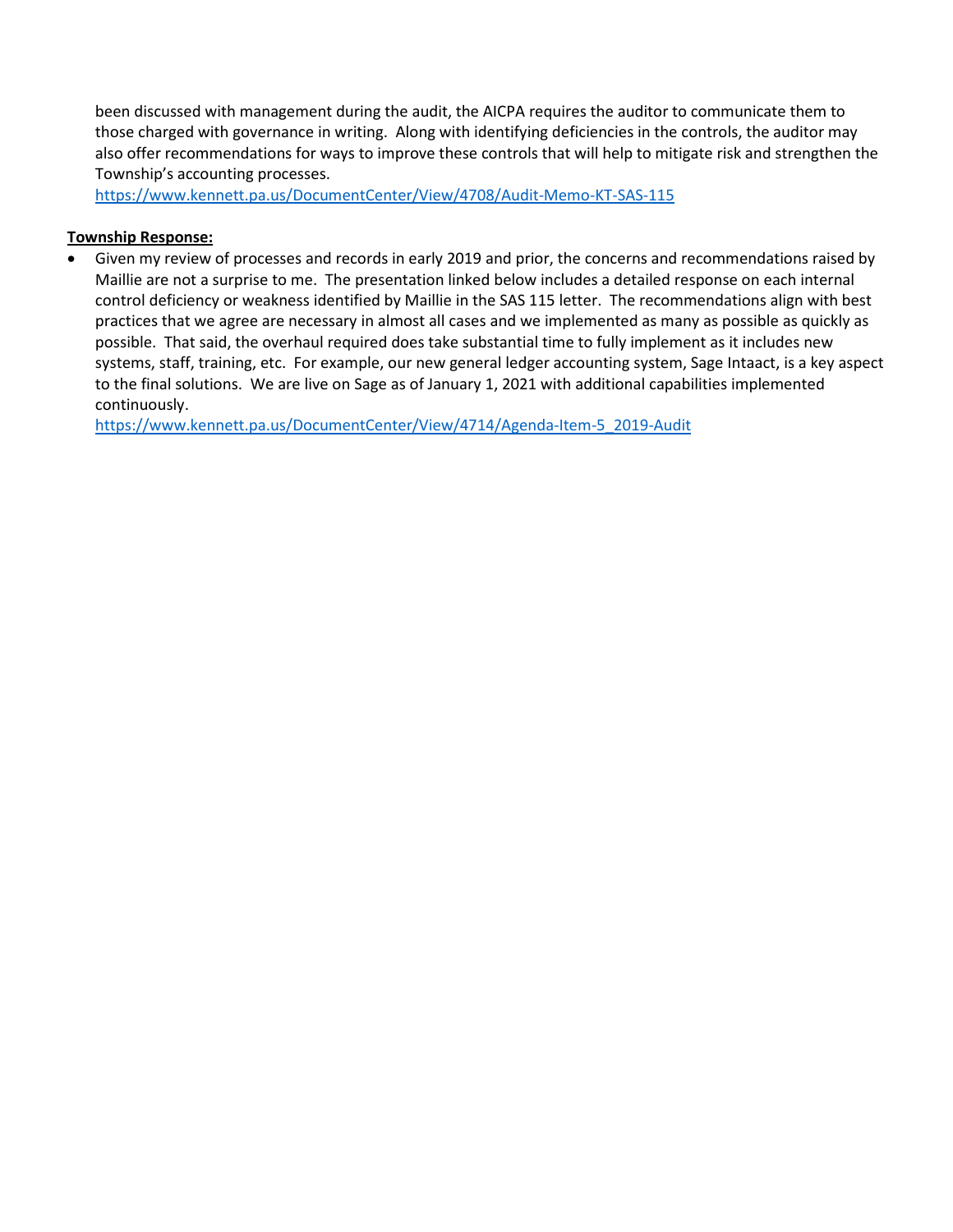been discussed with management during the audit, the AICPA requires the auditor to communicate them to those charged with governance in writing. Along with identifying deficiencies in the controls, the auditor may also offer recommendations for ways to improve these controls that will help to mitigate risk and strengthen the Township's accounting processes.
https://www.kennett.pa.us/DocumentCenter/View/4708/Audit-Memo-KT-SAS-115

**Township Response:**

- Given my review of processes and records in early 2019 and prior, the concerns and recommendations raised by Maillie are not a surprise to me. The presentation linked below includes a detailed response on each internal control deficiency or weakness identified by Maillie in the SAS 115 letter. The recommendations align with best practices that we agree are necessary in almost all cases and we implemented as many as possible as quickly as possible. That said, the overhaul required does take substantial time to fully implement as it includes new systems, staff, training, etc. For example, our new general ledger accounting system, Sage Intaact, is a key aspect to the final solutions. We are live on Sage as of January 1, 2021 with additional capabilities implemented continuously.
https://www.kennett.pa.us/DocumentCenter/View/4714/Agenda-Item-5_2019-Audit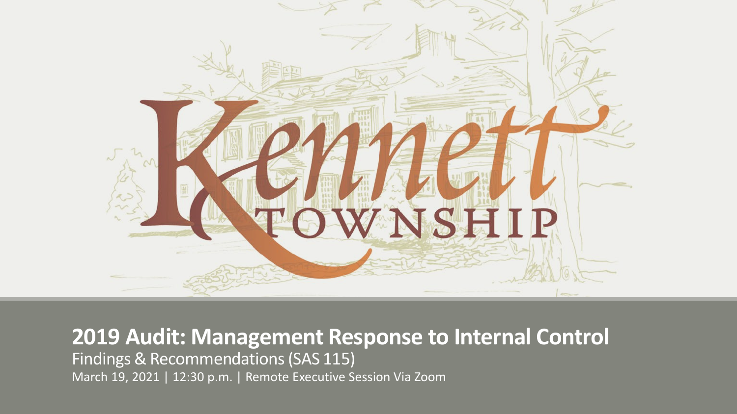# Kennett Township

## 2019 Audit: Management Response to Internal Control

Findings & Recommendations (SAS 115)

March 19, 2021 | 12:30 p.m. | Remote Executive Session Via Zoom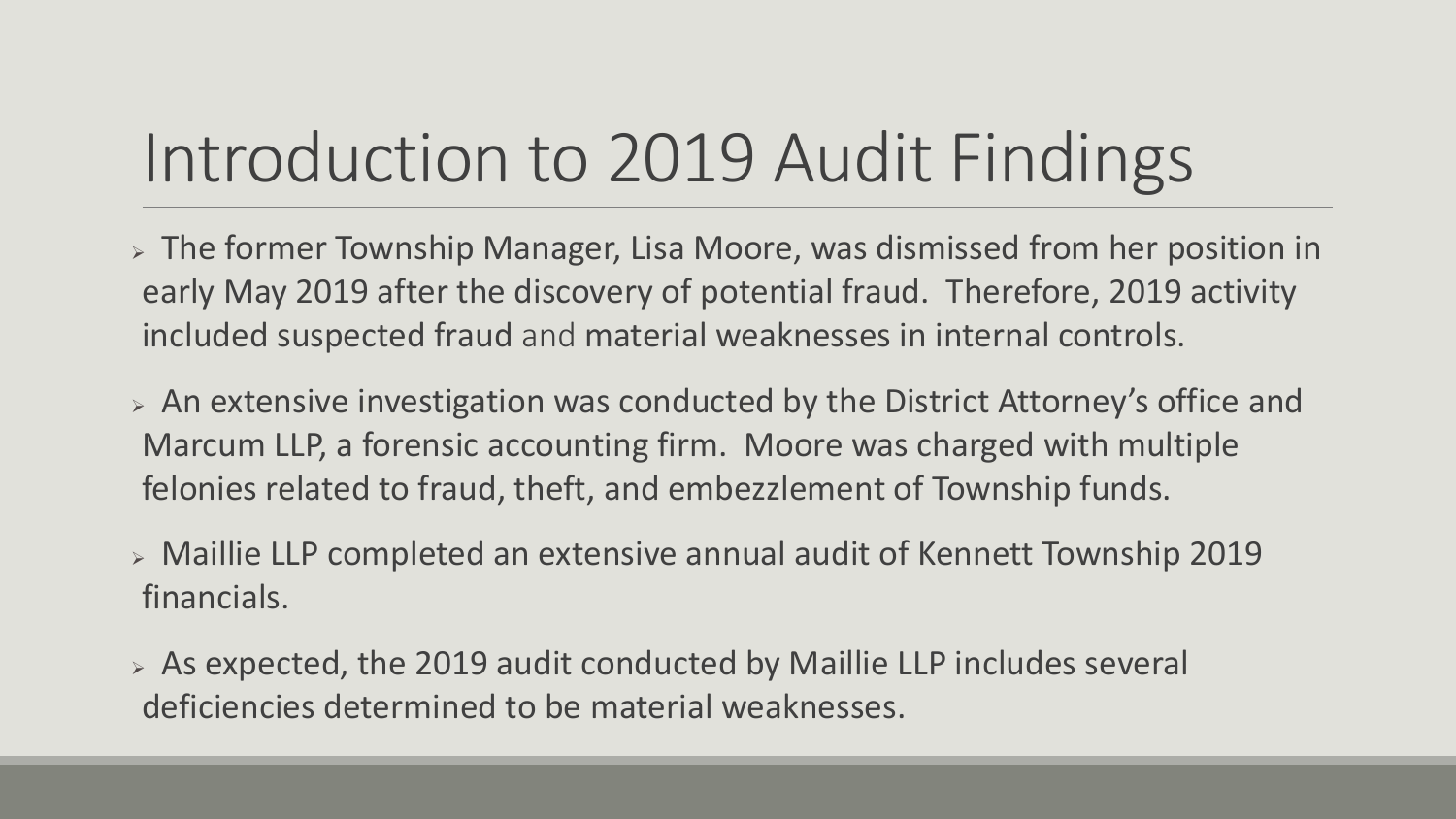# Introduction to 2019 Audit Findings

- The former Township Manager, Lisa Moore, was dismissed from her position in early May 2019 after the discovery of potential fraud. Therefore, 2019 activity included suspected fraud and material weaknesses in internal controls.
- An extensive investigation was conducted by the District Attorney's office and Marcum LLP, a forensic accounting firm. Moore was charged with multiple felonies related to fraud, theft, and embezzlement of Township funds.
- Maillie LLP completed an extensive annual audit of Kennett Township 2019 financials.
- As expected, the 2019 audit conducted by Maillie LLP includes several deficiencies determined to be material weaknesses.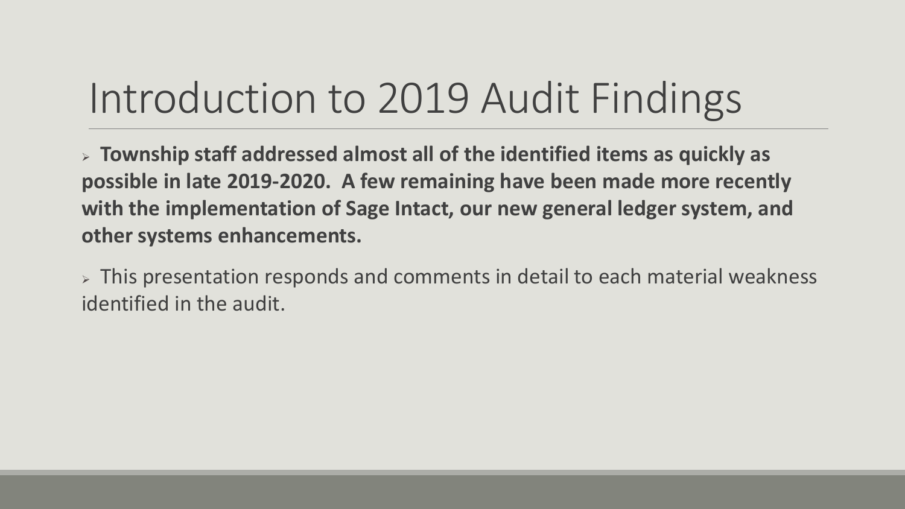# Introduction to 2019 Audit Findings

- **Township staff addressed almost all of the identified items as quickly as possible in late 2019-2020. A few remaining have been made more recently with the implementation of Sage Intact, our new general ledger system, and other systems enhancements.**
- This presentation responds and comments in detail to each material weakness identified in the audit.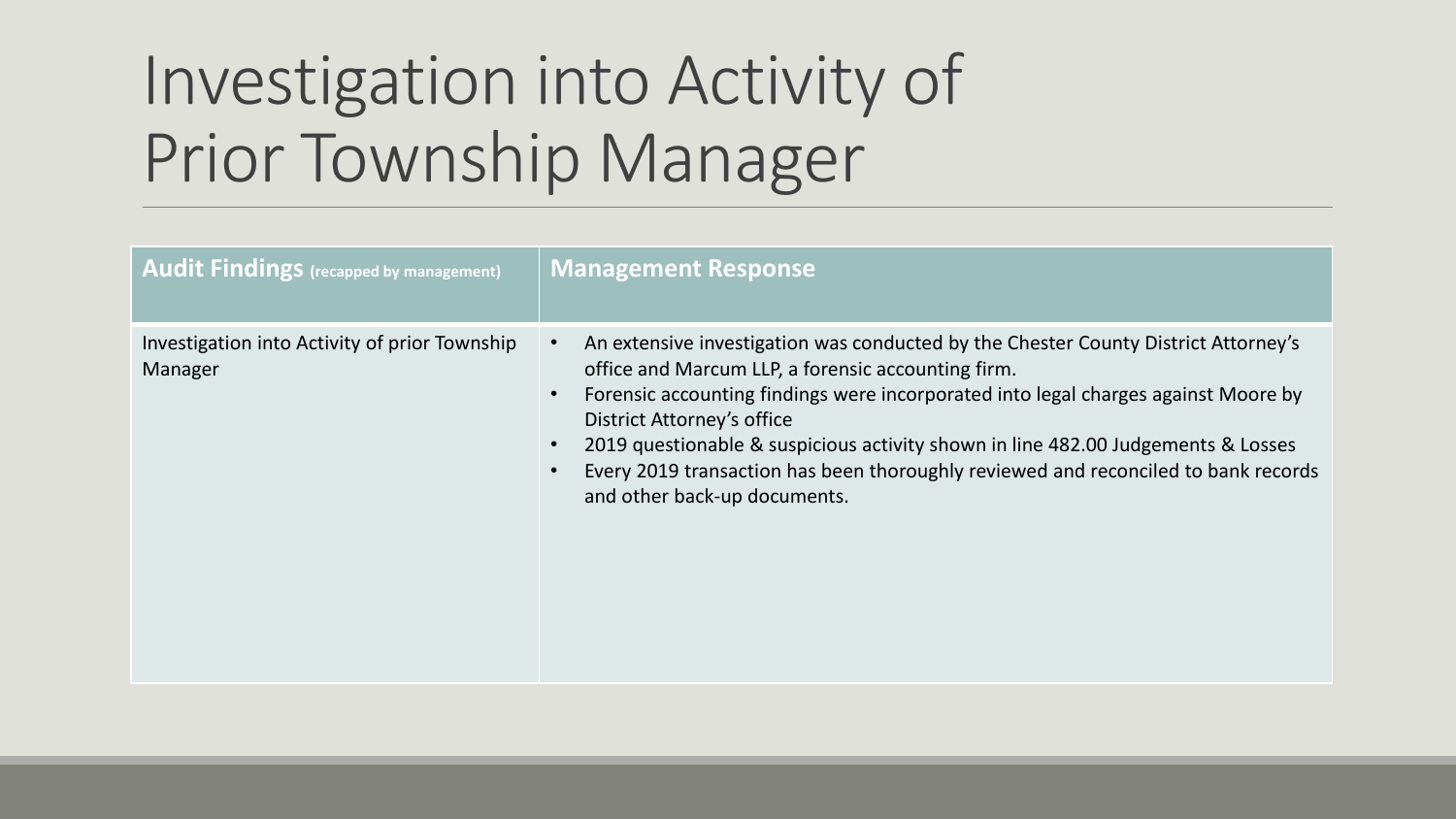# Investigation into Activity of Prior Township Manager

| **Audit Findings** (recapped by management) | **Management Response** |
|---|---|
| Investigation into Activity of prior Township Manager | • An extensive investigation was conducted by the Chester County District Attorney's office and Marcum LLP, a forensic accounting firm.<br>• Forensic accounting findings were incorporated into legal charges against Moore by District Attorney's office<br>• 2019 questionable & suspicious activity shown in line 482.00 Judgements & Losses<br>• Every 2019 transaction has been thoroughly reviewed and reconciled to bank records and other back-up documents. |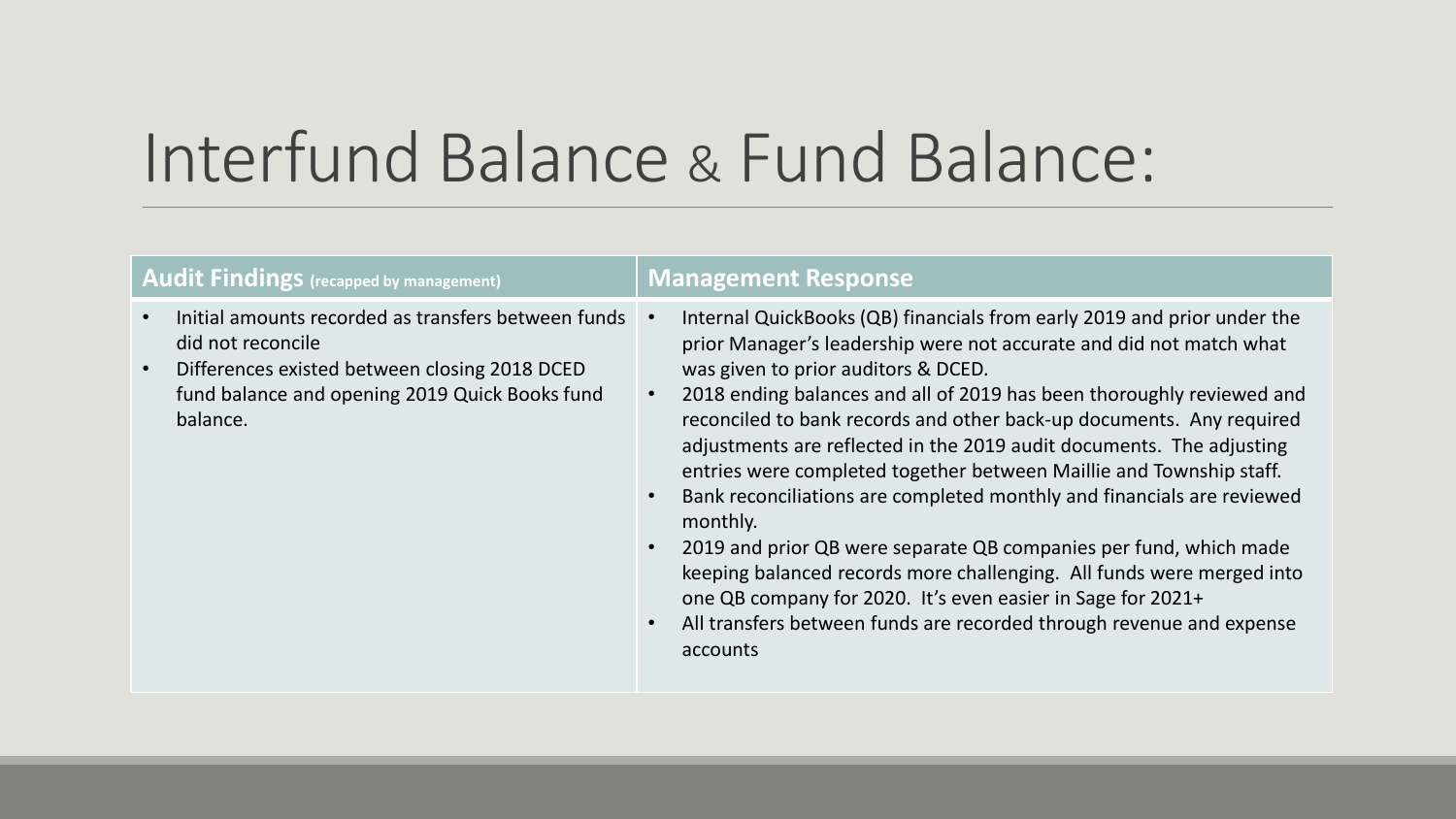# Interfund Balance & Fund Balance:

| **Audit Findings** (recapped by management) | **Management Response** |
| --- | --- |
| • Initial amounts recorded as transfers between funds did not reconcile<br>• Differences existed between closing 2018 DCED fund balance and opening 2019 Quick Books fund balance. | • Internal QuickBooks (QB) financials from early 2019 and prior under the prior Manager's leadership were not accurate and did not match what was given to prior auditors & DCED.<br>• 2018 ending balances and all of 2019 has been thoroughly reviewed and reconciled to bank records and other back-up documents. Any required adjustments are reflected in the 2019 audit documents. The adjusting entries were completed together between Maillie and Township staff.<br>• Bank reconciliations are completed monthly and financials are reviewed monthly.<br>• 2019 and prior QB were separate QB companies per fund, which made keeping balanced records more challenging. All funds were merged into one QB company for 2020. It's even easier in Sage for 2021+<br>• All transfers between funds are recorded through revenue and expense accounts |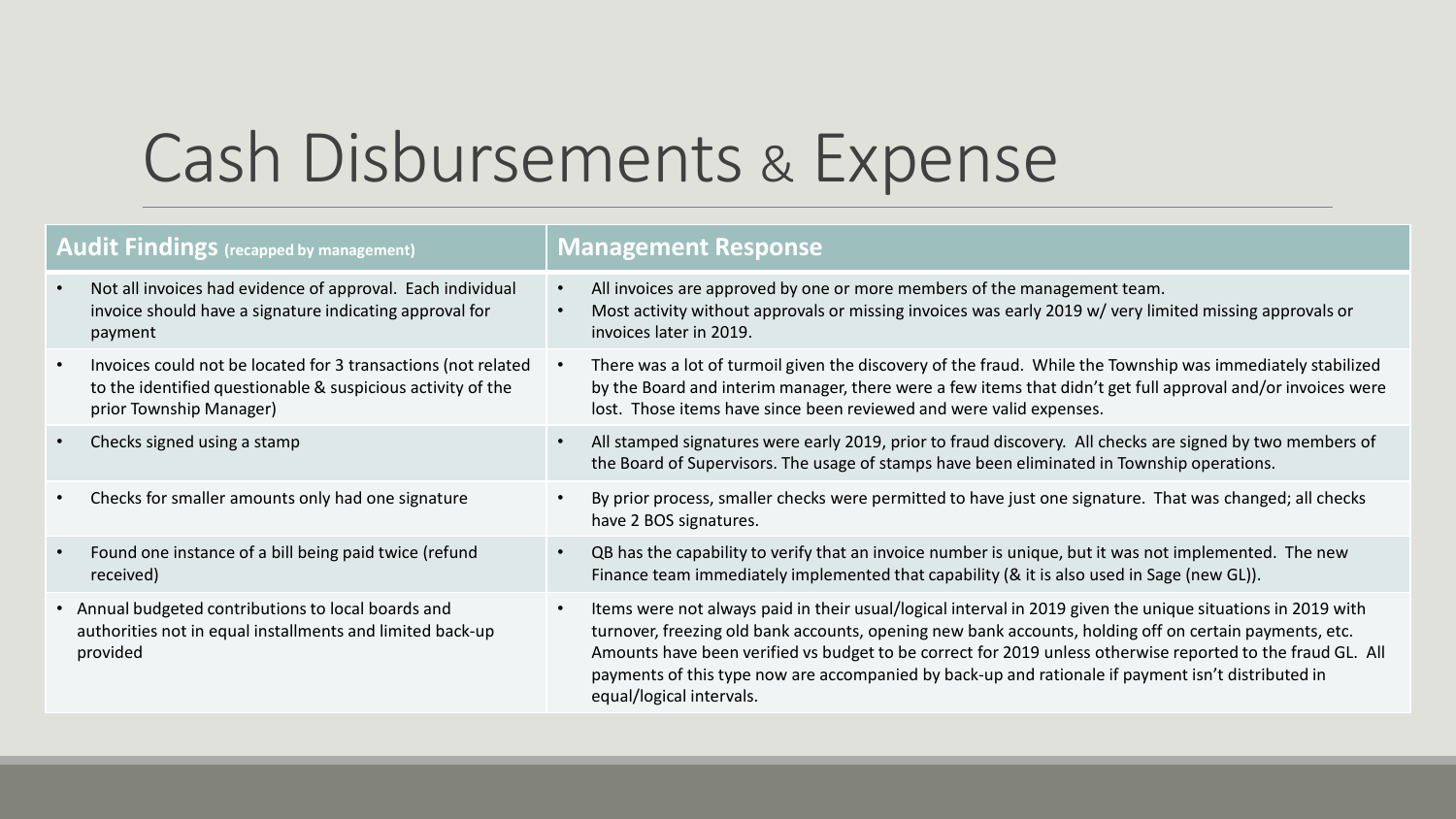# Cash Disbursements & Expense

| **Audit Findings** (recapped by management) | **Management Response** |
|---|---|
| • Not all invoices had evidence of approval. Each individual invoice should have a signature indicating approval for payment | • All invoices are approved by one or more members of the management team.<br>• Most activity without approvals or missing invoices was early 2019 w/ very limited missing approvals or invoices later in 2019. |
| • Invoices could not be located for 3 transactions (not related to the identified questionable & suspicious activity of the prior Township Manager) | • There was a lot of turmoil given the discovery of the fraud. While the Township was immediately stabilized by the Board and interim manager, there were a few items that didn't get full approval and/or invoices were lost. Those items have since been reviewed and were valid expenses. |
| • Checks signed using a stamp | • All stamped signatures were early 2019, prior to fraud discovery. All checks are signed by two members of the Board of Supervisors. The usage of stamps have been eliminated in Township operations. |
| • Checks for smaller amounts only had one signature | • By prior process, smaller checks were permitted to have just one signature. That was changed; all checks have 2 BOS signatures. |
| • Found one instance of a bill being paid twice (refund received) | • QB has the capability to verify that an invoice number is unique, but it was not implemented. The new Finance team immediately implemented that capability (& it is also used in Sage (new GL)). |
| • Annual budgeted contributions to local boards and authorities not in equal installments and limited back-up provided | • Items were not always paid in their usual/logical interval in 2019 given the unique situations in 2019 with turnover, freezing old bank accounts, opening new bank accounts, holding off on certain payments, etc. Amounts have been verified vs budget to be correct for 2019 unless otherwise reported to the fraud GL. All payments of this type now are accompanied by back-up and rationale if payment isn't distributed in equal/logical intervals. |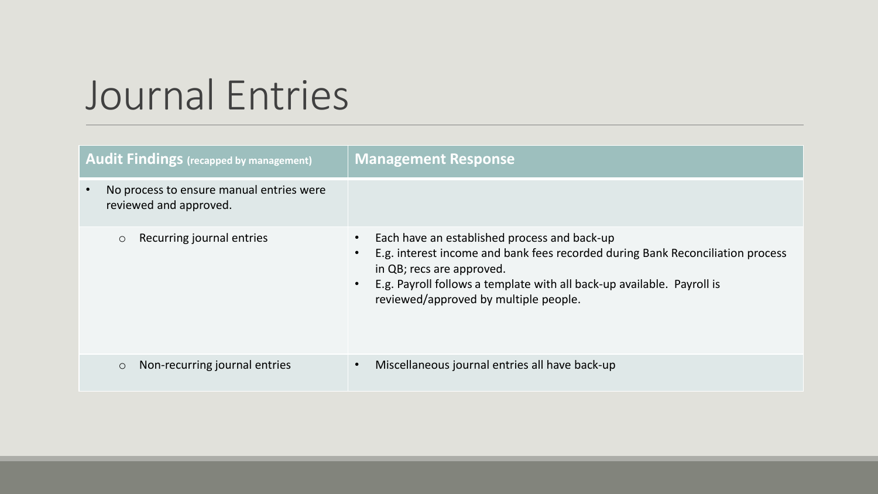# Journal Entries

| **Audit Findings** (recapped by management) | **Management Response** |
|---|---|
| • No process to ensure manual entries were reviewed and approved. | |
| ○ Recurring journal entries | • Each have an established process and back-up<br>• E.g. interest income and bank fees recorded during Bank Reconciliation process in QB; recs are approved.<br>• E.g. Payroll follows a template with all back-up available. Payroll is reviewed/approved by multiple people. |
| ○ Non-recurring journal entries | • Miscellaneous journal entries all have back-up |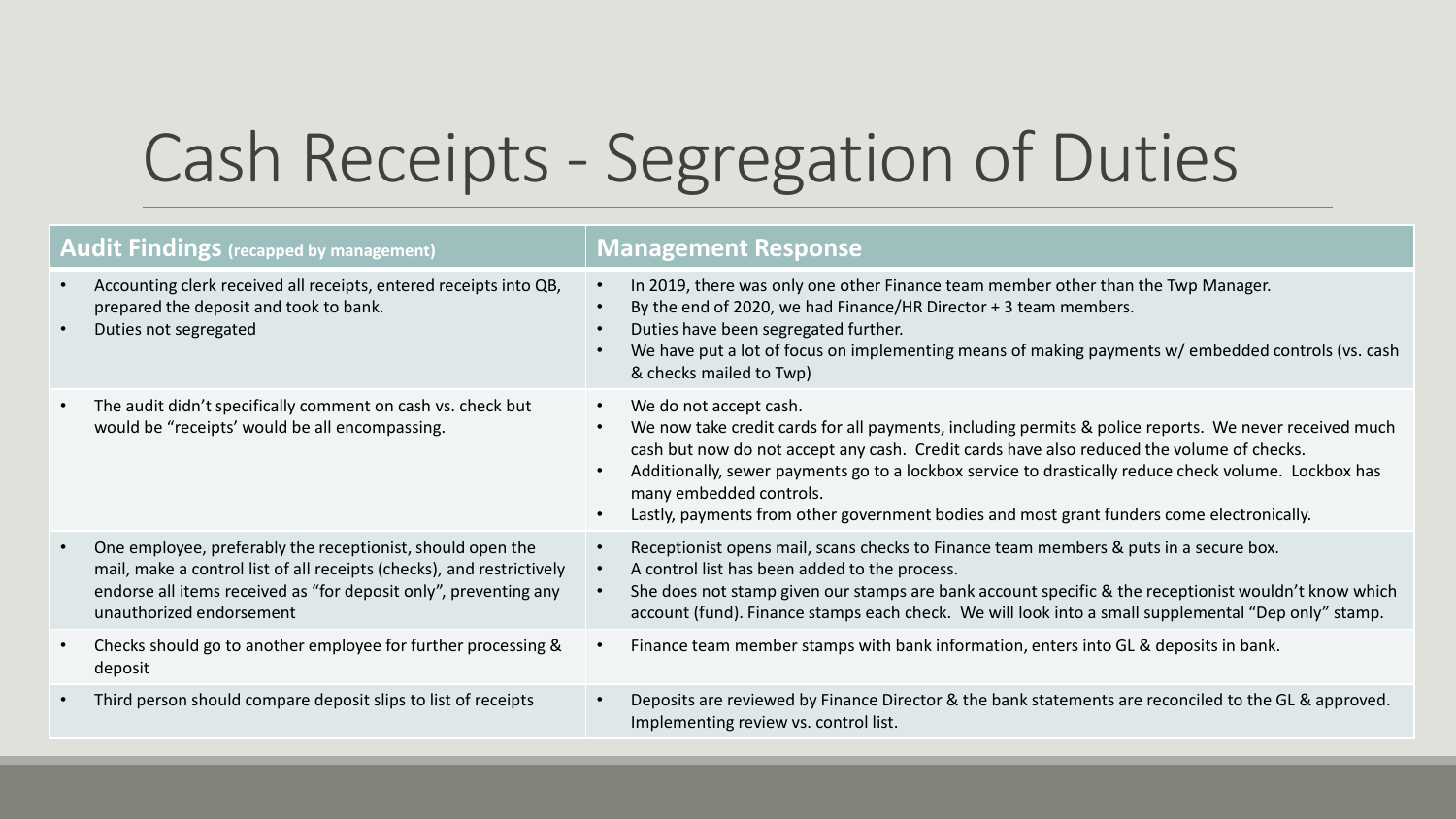# Cash Receipts - Segregation of Duties

| **Audit Findings** (recapped by management) | **Management Response** |
|---|---|
| • Accounting clerk received all receipts, entered receipts into QB, prepared the deposit and took to bank.<br>• Duties not segregated | • In 2019, there was only one other Finance team member other than the Twp Manager.<br>• By the end of 2020, we had Finance/HR Director + 3 team members.<br>• Duties have been segregated further.<br>• We have put a lot of focus on implementing means of making payments w/ embedded controls (vs. cash & checks mailed to Twp) |
| • The audit didn't specifically comment on cash vs. check but would be "receipts' would be all encompassing. | • We do not accept cash.<br>• We now take credit cards for all payments, including permits & police reports. We never received much cash but now do not accept any cash. Credit cards have also reduced the volume of checks.<br>• Additionally, sewer payments go to a lockbox service to drastically reduce check volume. Lockbox has many embedded controls.<br>• Lastly, payments from other government bodies and most grant funders come electronically. |
| • One employee, preferably the receptionist, should open the mail, make a control list of all receipts (checks), and restrictively endorse all items received as "for deposit only", preventing any unauthorized endorsement | • Receptionist opens mail, scans checks to Finance team members & puts in a secure box.<br>• A control list has been added to the process.<br>• She does not stamp given our stamps are bank account specific & the receptionist wouldn't know which account (fund). Finance stamps each check. We will look into a small supplemental "Dep only" stamp. |
| • Checks should go to another employee for further processing & deposit | • Finance team member stamps with bank information, enters into GL & deposits in bank. |
| • Third person should compare deposit slips to list of receipts | • Deposits are reviewed by Finance Director & the bank statements are reconciled to the GL & approved. Implementing review vs. control list. |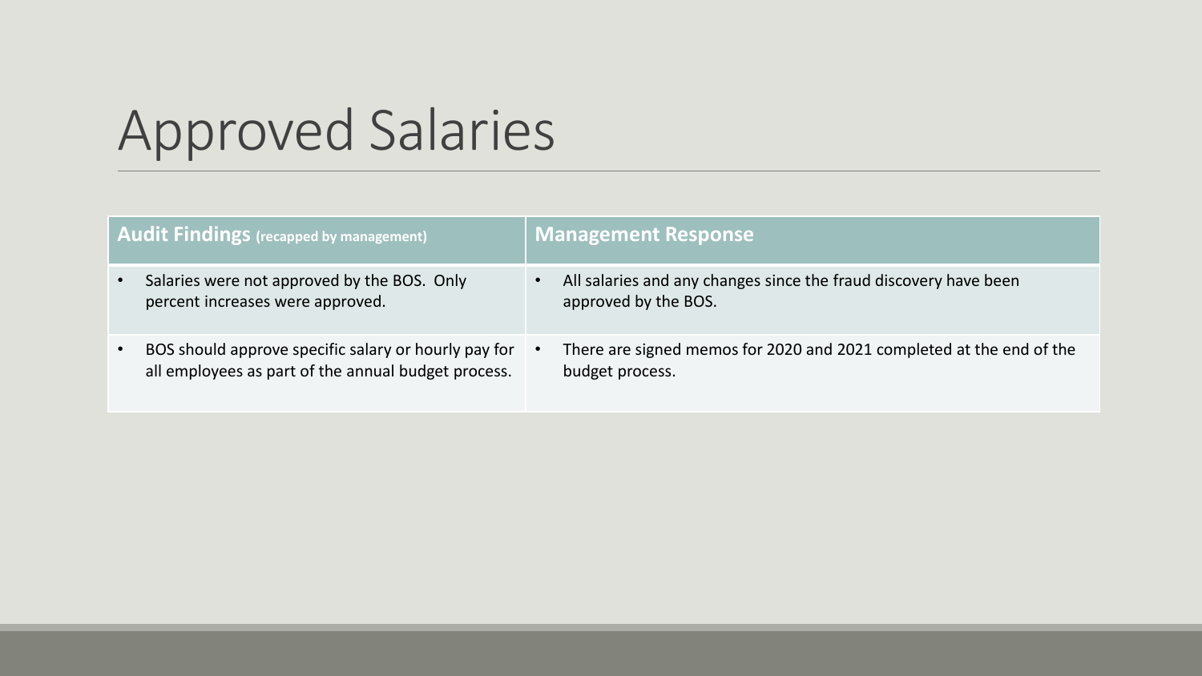# Approved Salaries

| **Audit Findings** (recapped by management) | **Management Response** |
|---|---|
| • Salaries were not approved by the BOS. Only percent increases were approved. | • All salaries and any changes since the fraud discovery have been approved by the BOS. |
| • BOS should approve specific salary or hourly pay for all employees as part of the annual budget process. | • There are signed memos for 2020 and 2021 completed at the end of the budget process. |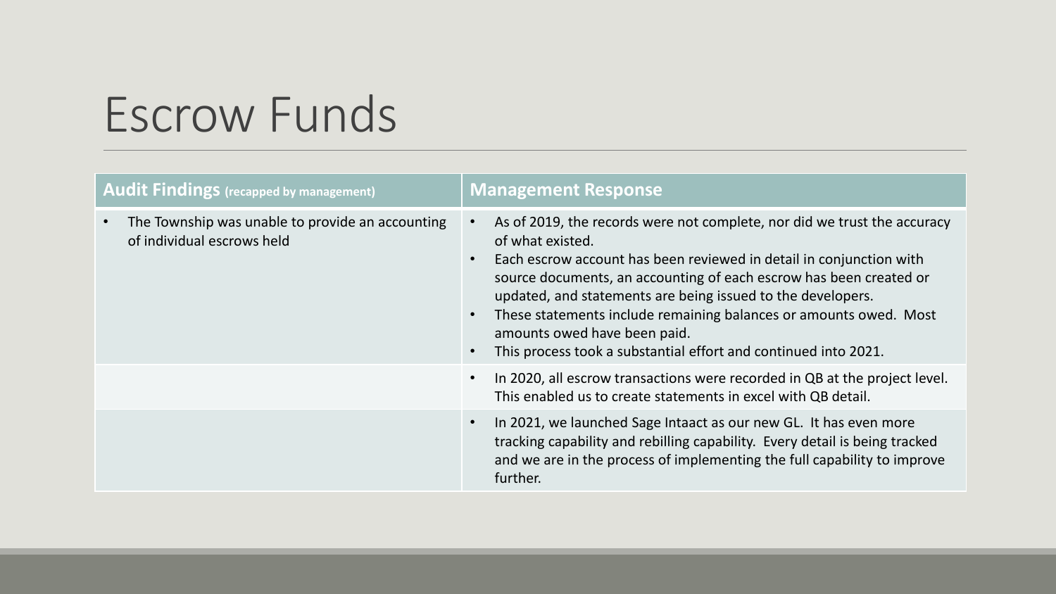# Escrow Funds

| Audit Findings (recapped by management) | Management Response |
|---|---|
| • The Township was unable to provide an accounting of individual escrows held | • As of 2019, the records were not complete, nor did we trust the accuracy of what existed.<br>• Each escrow account has been reviewed in detail in conjunction with source documents, an accounting of each escrow has been created or updated, and statements are being issued to the developers.<br>• These statements include remaining balances or amounts owed. Most amounts owed have been paid.<br>• This process took a substantial effort and continued into 2021. |
| | • In 2020, all escrow transactions were recorded in QB at the project level. This enabled us to create statements in excel with QB detail. |
| | • In 2021, we launched Sage Intaact as our new GL. It has even more tracking capability and rebilling capability. Every detail is being tracked and we are in the process of implementing the full capability to improve further. |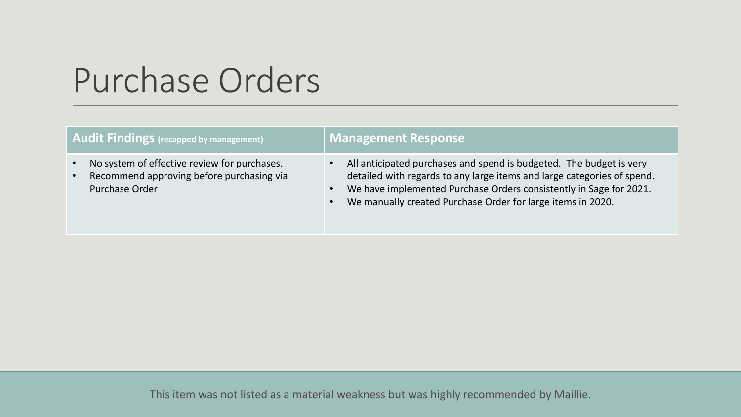# Purchase Orders

| **Audit Findings** (recapped by management) | **Management Response** |
| --- | --- |
| • No system of effective review for purchases.<br>• Recommend approving before purchasing via Purchase Order | • All anticipated purchases and spend is budgeted. The budget is very detailed with regards to any large items and large categories of spend.<br>• We have implemented Purchase Orders consistently in Sage for 2021.<br>• We manually created Purchase Order for large items in 2020. |

This item was not listed as a material weakness but was highly recommended by Maillie.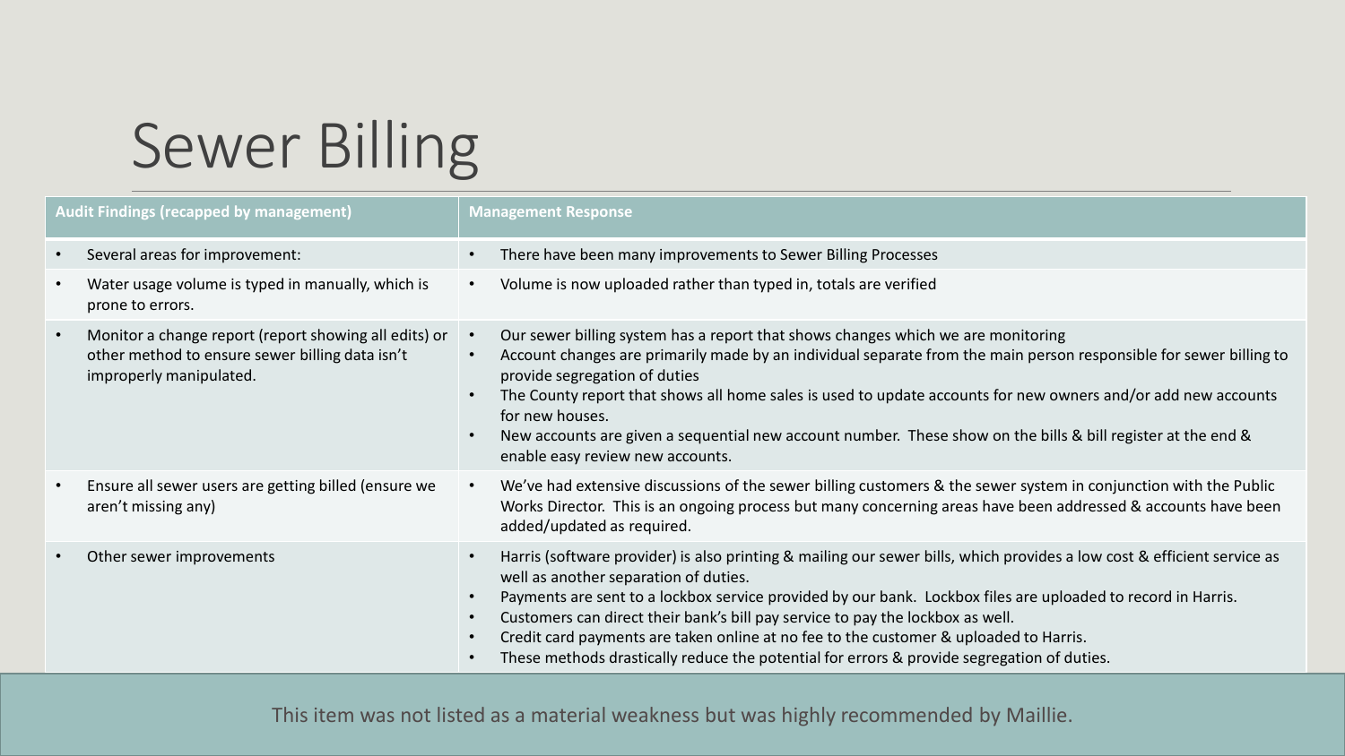# Sewer Billing

| Audit Findings (recapped by management) | Management Response |
|---|---|
| • Several areas for improvement: | • There have been many improvements to Sewer Billing Processes |
| • Water usage volume is typed in manually, which is prone to errors. | • Volume is now uploaded rather than typed in, totals are verified |
| • Monitor a change report (report showing all edits) or other method to ensure sewer billing data isn't improperly manipulated. | • Our sewer billing system has a report that shows changes which we are monitoring<br>• Account changes are primarily made by an individual separate from the main person responsible for sewer billing to provide segregation of duties<br>• The County report that shows all home sales is used to update accounts for new owners and/or add new accounts for new houses.<br>• New accounts are given a sequential new account number. These show on the bills & bill register at the end & enable easy review new accounts. |
| • Ensure all sewer users are getting billed (ensure we aren't missing any) | • We've had extensive discussions of the sewer billing customers & the sewer system in conjunction with the Public Works Director. This is an ongoing process but many concerning areas have been addressed & accounts have been added/updated as required. |
| • Other sewer improvements | • Harris (software provider) is also printing & mailing our sewer bills, which provides a low cost & efficient service as well as another separation of duties.<br>• Payments are sent to a lockbox service provided by our bank. Lockbox files are uploaded to record in Harris.<br>• Customers can direct their bank's bill pay service to pay the lockbox as well.<br>• Credit card payments are taken online at no fee to the customer & uploaded to Harris.<br>• These methods drastically reduce the potential for errors & provide segregation of duties. |

This item was not listed as a material weakness but was highly recommended by Maillie.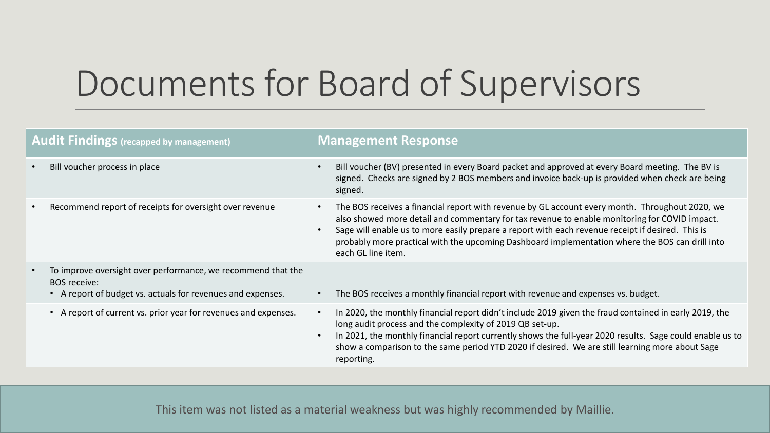# Documents for Board of Supervisors

| **Audit Findings** (recapped by management) | **Management Response** |
| --- | --- |
| • Bill voucher process in place | • Bill voucher (BV) presented in every Board packet and approved at every Board meeting. The BV is signed. Checks are signed by 2 BOS members and invoice back-up is provided when check are being signed. |
| • Recommend report of receipts for oversight over revenue | • The BOS receives a financial report with revenue by GL account every month. Throughout 2020, we also showed more detail and commentary for tax revenue to enable monitoring for COVID impact.<br>• Sage will enable us to more easily prepare a report with each revenue receipt if desired. This is probably more practical with the upcoming Dashboard implementation where the BOS can drill into each GL line item. |
| • To improve oversight over performance, we recommend that the BOS receive:<br>• A report of budget vs. actuals for revenues and expenses. | • The BOS receives a monthly financial report with revenue and expenses vs. budget. |
| • A report of current vs. prior year for revenues and expenses. | • In 2020, the monthly financial report didn't include 2019 given the fraud contained in early 2019, the long audit process and the complexity of 2019 QB set-up.<br>• In 2021, the monthly financial report currently shows the full-year 2020 results. Sage could enable us to show a comparison to the same period YTD 2020 if desired. We are still learning more about Sage reporting. |

This item was not listed as a material weakness but was highly recommended by Maillie.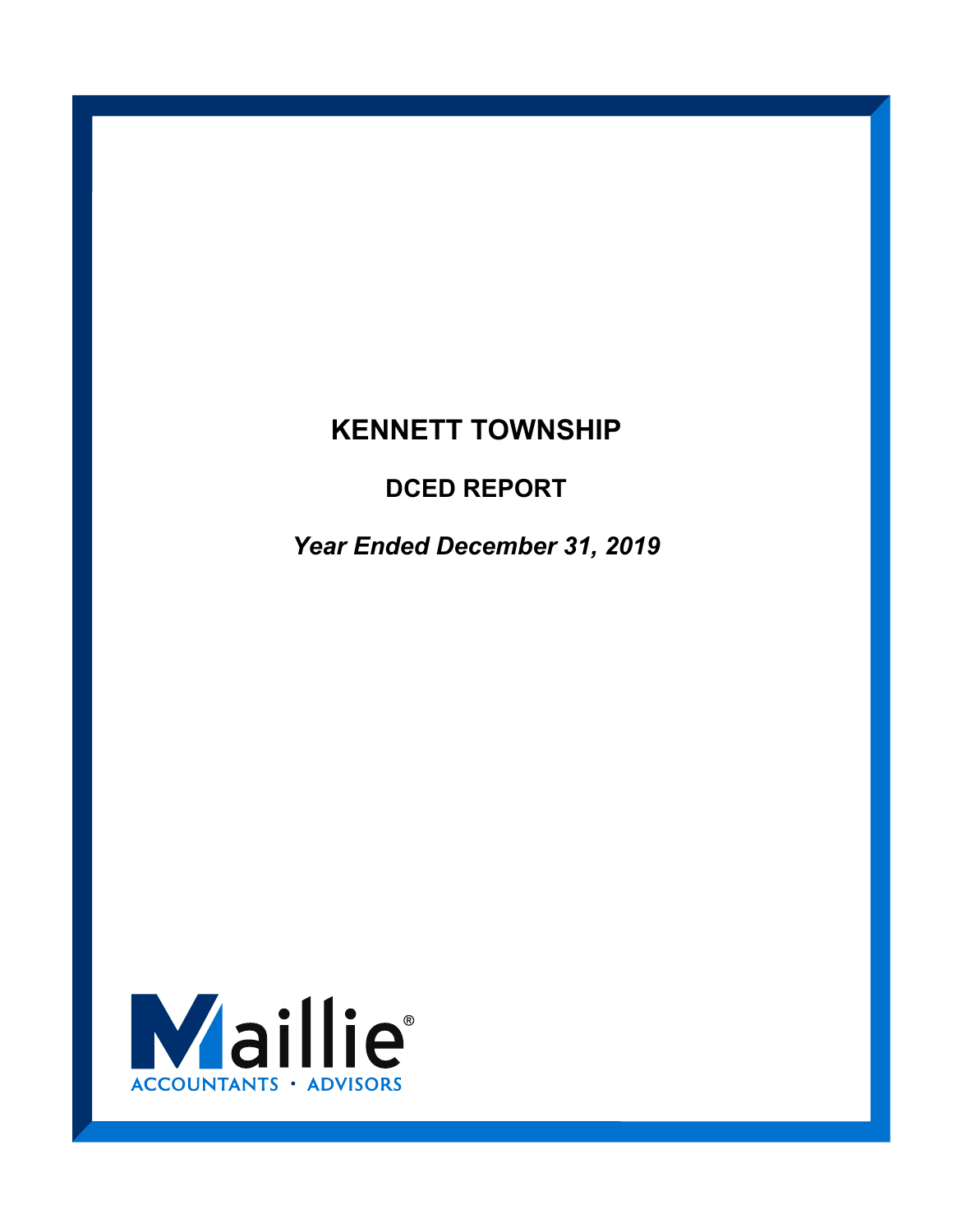# KENNETT TOWNSHIP

## DCED REPORT

### *Year Ended December 31, 2019*

Maillie®

ACCOUNTANTS • ADVISORS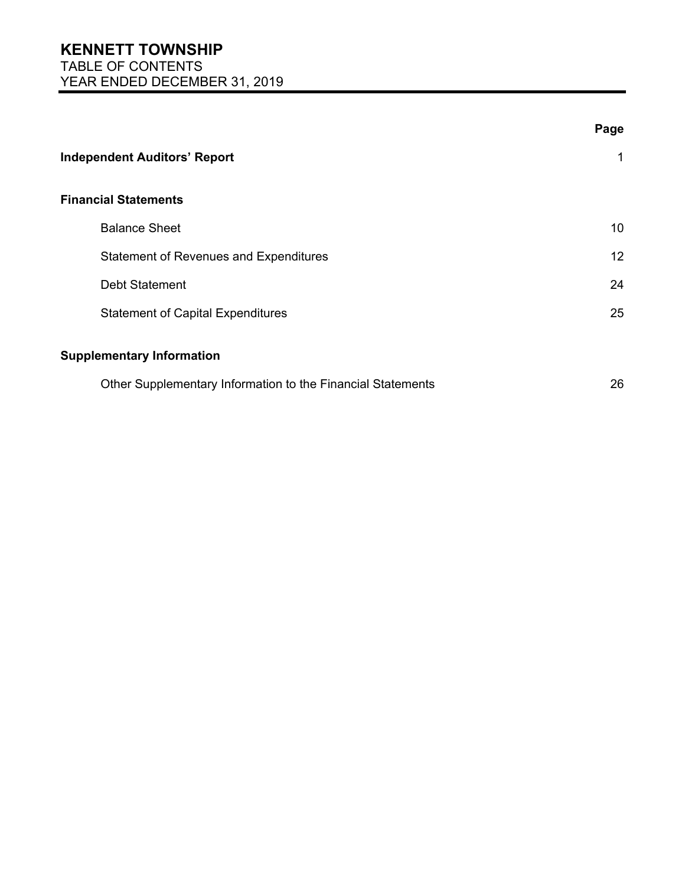# KENNETT TOWNSHIP
TABLE OF CONTENTS
YEAR ENDED DECEMBER 31, 2019

| | Page |
|---|---|
| **Independent Auditors' Report** | 1 |
| **Financial Statements** | |
| Balance Sheet | 10 |
| Statement of Revenues and Expenditures | 12 |
| Debt Statement | 24 |
| Statement of Capital Expenditures | 25 |
| **Supplementary Information** | |
| Other Supplementary Information to the Financial Statements | 26 |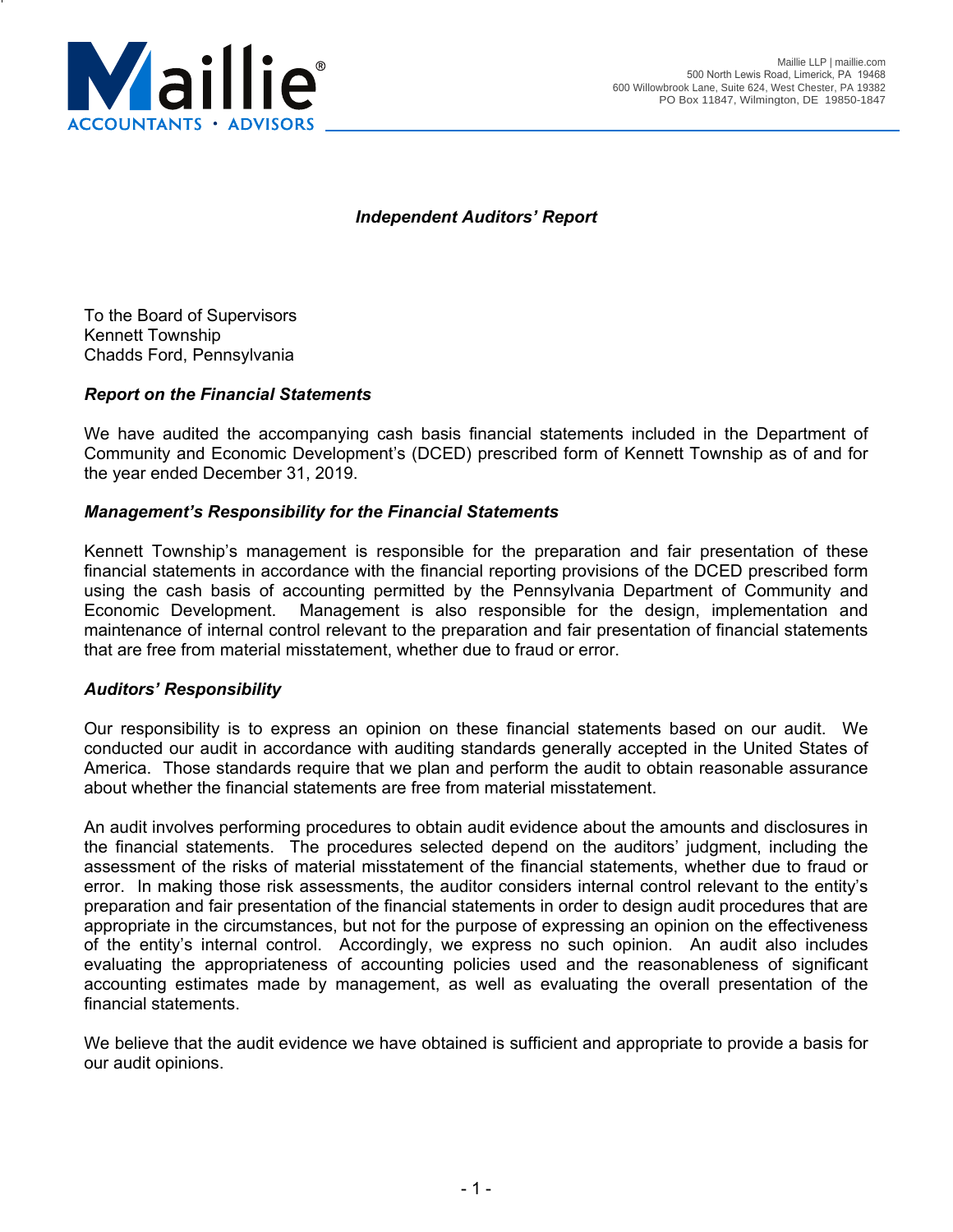Maillie LLP | maillie.com
500 North Lewis Road, Limerick, PA 19468
600 Willowbrook Lane, Suite 624, West Chester, PA 19382
PO Box 11847, Wilmington, DE 19850-1847

# *Independent Auditors' Report*

To the Board of Supervisors
Kennett Township
Chadds Ford, Pennsylvania

### *Report on the Financial Statements*

We have audited the accompanying cash basis financial statements included in the Department of Community and Economic Development's (DCED) prescribed form of Kennett Township as of and for the year ended December 31, 2019.

### *Management's Responsibility for the Financial Statements*

Kennett Township's management is responsible for the preparation and fair presentation of these financial statements in accordance with the financial reporting provisions of the DCED prescribed form using the cash basis of accounting permitted by the Pennsylvania Department of Community and Economic Development. Management is also responsible for the design, implementation and maintenance of internal control relevant to the preparation and fair presentation of financial statements that are free from material misstatement, whether due to fraud or error.

### *Auditors' Responsibility*

Our responsibility is to express an opinion on these financial statements based on our audit. We conducted our audit in accordance with auditing standards generally accepted in the United States of America. Those standards require that we plan and perform the audit to obtain reasonable assurance about whether the financial statements are free from material misstatement.

An audit involves performing procedures to obtain audit evidence about the amounts and disclosures in the financial statements. The procedures selected depend on the auditors' judgment, including the assessment of the risks of material misstatement of the financial statements, whether due to fraud or error. In making those risk assessments, the auditor considers internal control relevant to the entity's preparation and fair presentation of the financial statements in order to design audit procedures that are appropriate in the circumstances, but not for the purpose of expressing an opinion on the effectiveness of the entity's internal control. Accordingly, we express no such opinion. An audit also includes evaluating the appropriateness of accounting policies used and the reasonableness of significant accounting estimates made by management, as well as evaluating the overall presentation of the financial statements.

We believe that the audit evidence we have obtained is sufficient and appropriate to provide a basis for our audit opinions.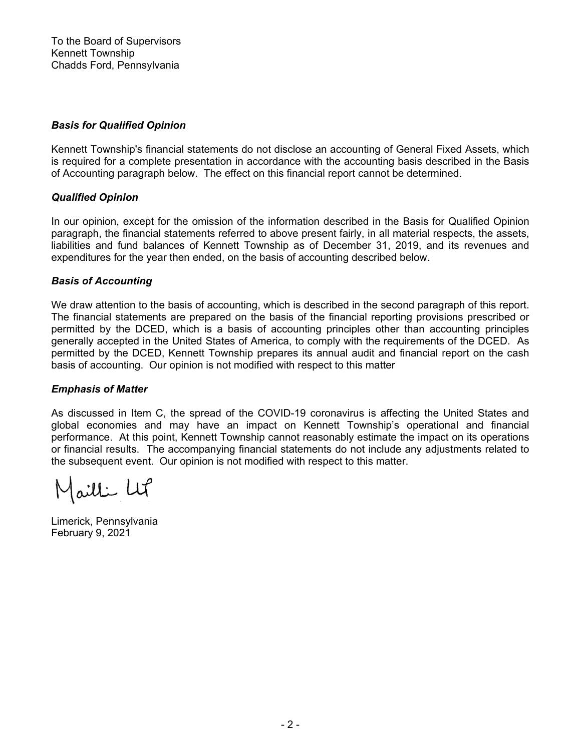To the Board of Supervisors
Kennett Township
Chadds Ford, Pennsylvania

***Basis for Qualified Opinion***

Kennett Township's financial statements do not disclose an accounting of General Fixed Assets, which is required for a complete presentation in accordance with the accounting basis described in the Basis of Accounting paragraph below. The effect on this financial report cannot be determined.

***Qualified Opinion***

In our opinion, except for the omission of the information described in the Basis for Qualified Opinion paragraph, the financial statements referred to above present fairly, in all material respects, the assets, liabilities and fund balances of Kennett Township as of December 31, 2019, and its revenues and expenditures for the year then ended, on the basis of accounting described below.

***Basis of Accounting***

We draw attention to the basis of accounting, which is described in the second paragraph of this report. The financial statements are prepared on the basis of the financial reporting provisions prescribed or permitted by the DCED, which is a basis of accounting principles other than accounting principles generally accepted in the United States of America, to comply with the requirements of the DCED. As permitted by the DCED, Kennett Township prepares its annual audit and financial report on the cash basis of accounting. Our opinion is not modified with respect to this matter

***Emphasis of Matter***

As discussed in Item C, the spread of the COVID-19 coronavirus is affecting the United States and global economies and may have an impact on Kennett Township's operational and financial performance. At this point, Kennett Township cannot reasonably estimate the impact on its operations or financial results. The accompanying financial statements do not include any adjustments related to the subsequent event. Our opinion is not modified with respect to this matter.

Maillie LLP

Limerick, Pennsylvania
February 9, 2021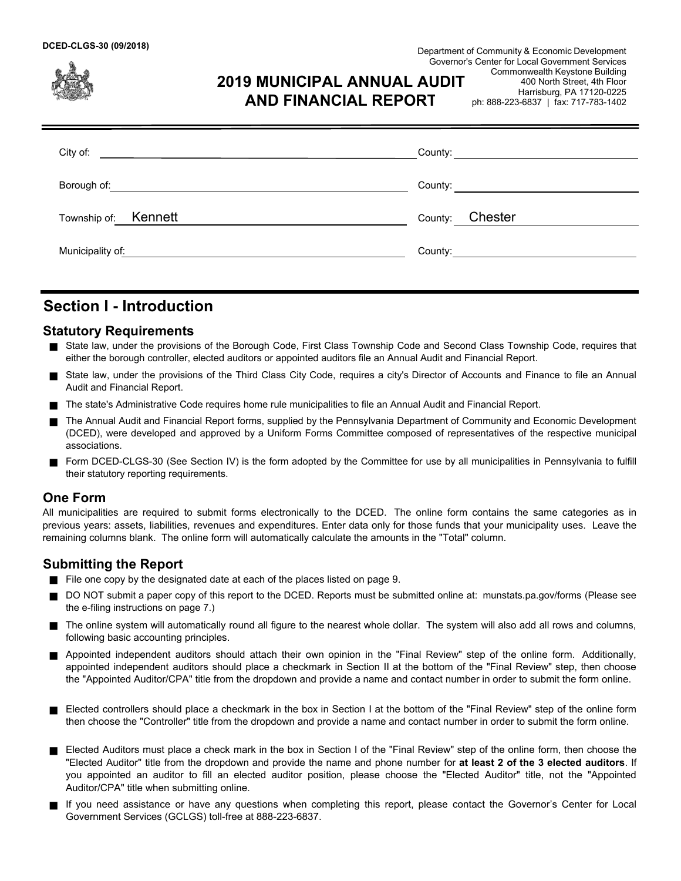DCED-CLGS-30 (09/2018)

Department of Community & Economic Development
Governor's Center for Local Government Services
Commonwealth Keystone Building
400 North Street, 4th Floor
Harrisburg, PA 17120-0225
ph: 888-223-6837 | fax: 717-783-1402

# 2019 MUNICIPAL ANNUAL AUDIT AND FINANCIAL REPORT

| | | | |
|---|---|---|---|
| City of: | | County: | |
| Borough of: | | County: | |
| Township of: | Kennett | County: | Chester |
| Municipality of: | | County: | |

## Section I - Introduction

### Statutory Requirements

- State law, under the provisions of the Borough Code, First Class Township Code and Second Class Township Code, requires that either the borough controller, elected auditors or appointed auditors file an Annual Audit and Financial Report.
- State law, under the provisions of the Third Class City Code, requires a city's Director of Accounts and Finance to file an Annual Audit and Financial Report.
- The state's Administrative Code requires home rule municipalities to file an Annual Audit and Financial Report.
- The Annual Audit and Financial Report forms, supplied by the Pennsylvania Department of Community and Economic Development (DCED), were developed and approved by a Uniform Forms Committee composed of representatives of the respective municipal associations.
- Form DCED-CLGS-30 (See Section IV) is the form adopted by the Committee for use by all municipalities in Pennsylvania to fulfill their statutory reporting requirements.

### One Form

All municipalities are required to submit forms electronically to the DCED. The online form contains the same categories as in previous years: assets, liabilities, revenues and expenditures. Enter data only for those funds that your municipality uses. Leave the remaining columns blank. The online form will automatically calculate the amounts in the "Total" column.

### Submitting the Report

- File one copy by the designated date at each of the places listed on page 9.
- DO NOT submit a paper copy of this report to the DCED. Reports must be submitted online at: munstats.pa.gov/forms (Please see the e-filing instructions on page 7.)
- The online system will automatically round all figure to the nearest whole dollar. The system will also add all rows and columns, following basic accounting principles.
- Appointed independent auditors should attach their own opinion in the "Final Review" step of the online form. Additionally, appointed independent auditors should place a checkmark in Section II at the bottom of the "Final Review" step, then choose the "Appointed Auditor/CPA" title from the dropdown and provide a name and contact number in order to submit the form online.
- Elected controllers should place a checkmark in the box in Section I at the bottom of the "Final Review" step of the online form then choose the "Controller" title from the dropdown and provide a name and contact number in order to submit the form online.
- Elected Auditors must place a check mark in the box in Section I of the "Final Review" step of the online form, then choose the "Elected Auditor" title from the dropdown and provide the name and phone number for **at least 2 of the 3 elected auditors**. If you appointed an auditor to fill an elected auditor position, please choose the "Elected Auditor" title, not the "Appointed Auditor/CPA" title when submitting online.
- If you need assistance or have any questions when completing this report, please contact the Governor's Center for Local Government Services (GCLGS) toll-free at 888-223-6837.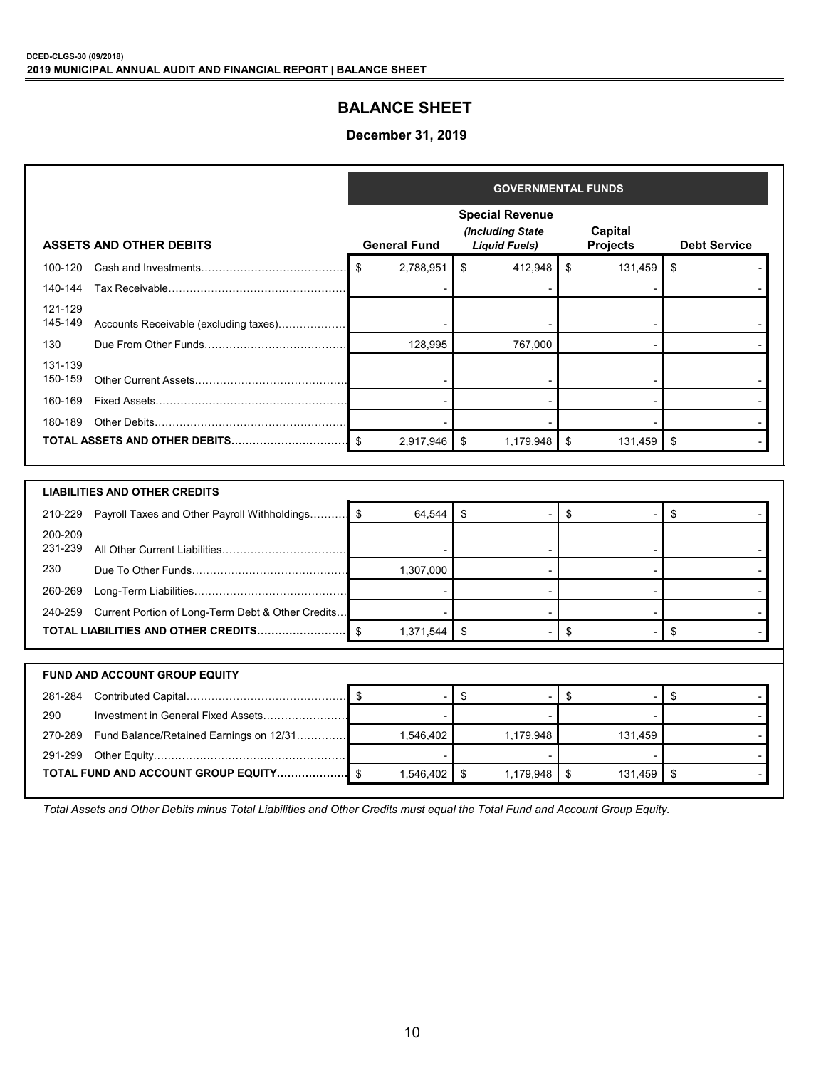DCED-CLGS-30 (09/2018)
**2019 MUNICIPAL ANNUAL AUDIT AND FINANCIAL REPORT | BALANCE SHEET**

# BALANCE SHEET

**December 31, 2019**

| | | GOVERNMENTAL FUNDS | | | |
|---|---|---|---|---|---|
| | **ASSETS AND OTHER DEBITS** | **General Fund** | **Special Revenue** *(Including State Liquid Fuels)* | **Capital Projects** | **Debt Service** |
| 100-120 | Cash and Investments | $ 2,788,951 | $ 412,948 | $ 131,459 | $ - |
| 140-144 | Tax Receivable | - | - | - | - |
| 121-129 145-149 | Accounts Receivable (excluding taxes) | - | - | - | - |
| 130 | Due From Other Funds | 128,995 | 767,000 | - | - |
| 131-139 150-159 | Other Current Assets | - | - | - | - |
| 160-169 | Fixed Assets | - | - | - | - |
| 180-189 | Other Debits | - | - | - | - |
| | **TOTAL ASSETS AND OTHER DEBITS** | $ 2,917,946 | $ 1,179,948 | $ 131,459 | $ - |

| | **LIABILITIES AND OTHER CREDITS** | | | | |
|---|---|---|---|---|---|
| 210-229 | Payroll Taxes and Other Payroll Withholdings | $ 64,544 | $ - | $ - | $ - |
| 200-209 231-239 | All Other Current Liabilities | - | - | - | - |
| 230 | Due To Other Funds | 1,307,000 | - | - | - |
| 260-269 | Long-Term Liabilities | - | - | - | - |
| 240-259 | Current Portion of Long-Term Debt & Other Credits | - | - | - | - |
| | **TOTAL LIABILITIES AND OTHER CREDITS** | $ 1,371,544 | $ - | $ - | $ - |

| | **FUND AND ACCOUNT GROUP EQUITY** | | | | |
|---|---|---|---|---|---|
| 281-284 | Contributed Capital | $ - | $ - | $ - | $ - |
| 290 | Investment in General Fixed Assets | - | - | - | - |
| 270-289 | Fund Balance/Retained Earnings on 12/31 | 1,546,402 | 1,179,948 | 131,459 | - |
| 291-299 | Other Equity | - | - | - | - |
| | **TOTAL FUND AND ACCOUNT GROUP EQUITY** | $ 1,546,402 | $ 1,179,948 | $ 131,459 | $ - |

*Total Assets and Other Debits minus Total Liabilities and Other Credits must equal the Total Fund and Account Group Equity.*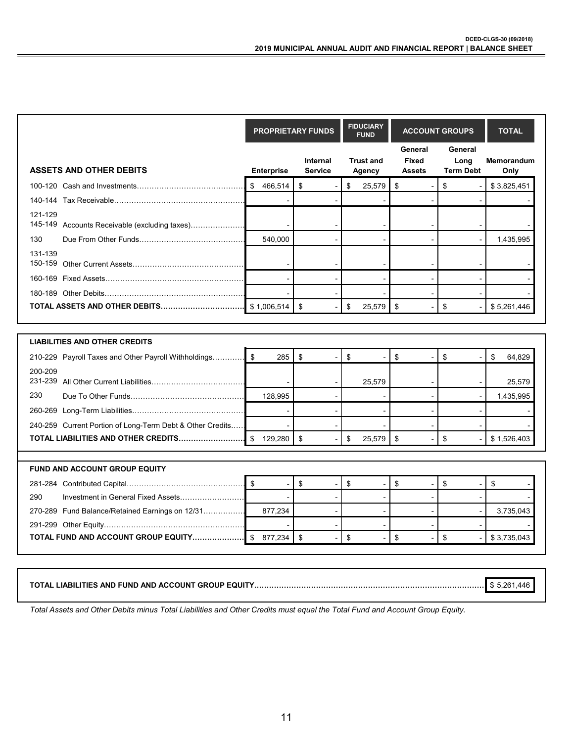DCED-CLGS-30 (09/2018)

**2019 MUNICIPAL ANNUAL AUDIT AND FINANCIAL REPORT | BALANCE SHEET**

| | PROPRIETARY FUNDS | | FIDUCIARY FUND | ACCOUNT GROUPS | | TOTAL |
|---|---|---|---|---|---|---|
| **ASSETS AND OTHER DEBITS** | Enterprise | Internal Service | Trust and Agency | General Fixed Assets | General Long Term Debt | Memorandum Only |
| 100-120 Cash and Investments | $ 466,514 | $ - | $ 25,579 | $ - | $ - | $ 3,825,451 |
| 140-144 Tax Receivable | - | - | - | - | - | - |
| 121-129 145-149 Accounts Receivable (excluding taxes) | - | - | - | - | - | - |
| 130 Due From Other Funds | 540,000 | - | - | - | - | 1,435,995 |
| 131-139 150-159 Other Current Assets | - | - | - | - | - | - |
| 160-169 Fixed Assets | - | - | - | - | - | - |
| 180-189 Other Debits | - | - | - | - | - | - |
| **TOTAL ASSETS AND OTHER DEBITS** | $ 1,006,514 | $ - | $ 25,579 | $ - | $ - | $ 5,261,446 |

| **LIABILITIES AND OTHER CREDITS** | Enterprise | Internal Service | Trust and Agency | General Fixed Assets | General Long Term Debt | Memorandum Only |
|---|---|---|---|---|---|---|
| 210-229 Payroll Taxes and Other Payroll Withholdings | $ 285 | $ - | $ - | $ - | $ - | $ 64,829 |
| 200-209 231-239 All Other Current Liabilities | - | - | 25,579 | - | - | 25,579 |
| 230 Due To Other Funds | 128,995 | - | - | - | - | 1,435,995 |
| 260-269 Long-Term Liabilities | - | - | - | - | - | - |
| 240-259 Current Portion of Long-Term Debt & Other Credits | - | - | - | - | - | - |
| **TOTAL LIABILITIES AND OTHER CREDITS** | $ 129,280 | $ - | $ 25,579 | $ - | $ - | $ 1,526,403 |

| **FUND AND ACCOUNT GROUP EQUITY** | Enterprise | Internal Service | Trust and Agency | General Fixed Assets | General Long Term Debt | Memorandum Only |
|---|---|---|---|---|---|---|
| 281-284 Contributed Capital | $ - | $ - | $ - | $ - | $ - | $ - |
| 290 Investment in General Fixed Assets | - | - | - | - | - | - |
| 270-289 Fund Balance/Retained Earnings on 12/31 | 877,234 | - | - | - | - | 3,735,043 |
| 291-299 Other Equity | - | - | - | - | - | - |
| **TOTAL FUND AND ACCOUNT GROUP EQUITY** | $ 877,234 | $ - | $ - | $ - | $ - | $ 3,735,043 |

**TOTAL LIABILITIES AND FUND AND ACCOUNT GROUP EQUITY** $ 5,261,446

*Total Assets and Other Debits minus Total Liabilities and Other Credits must equal the Total Fund and Account Group Equity.*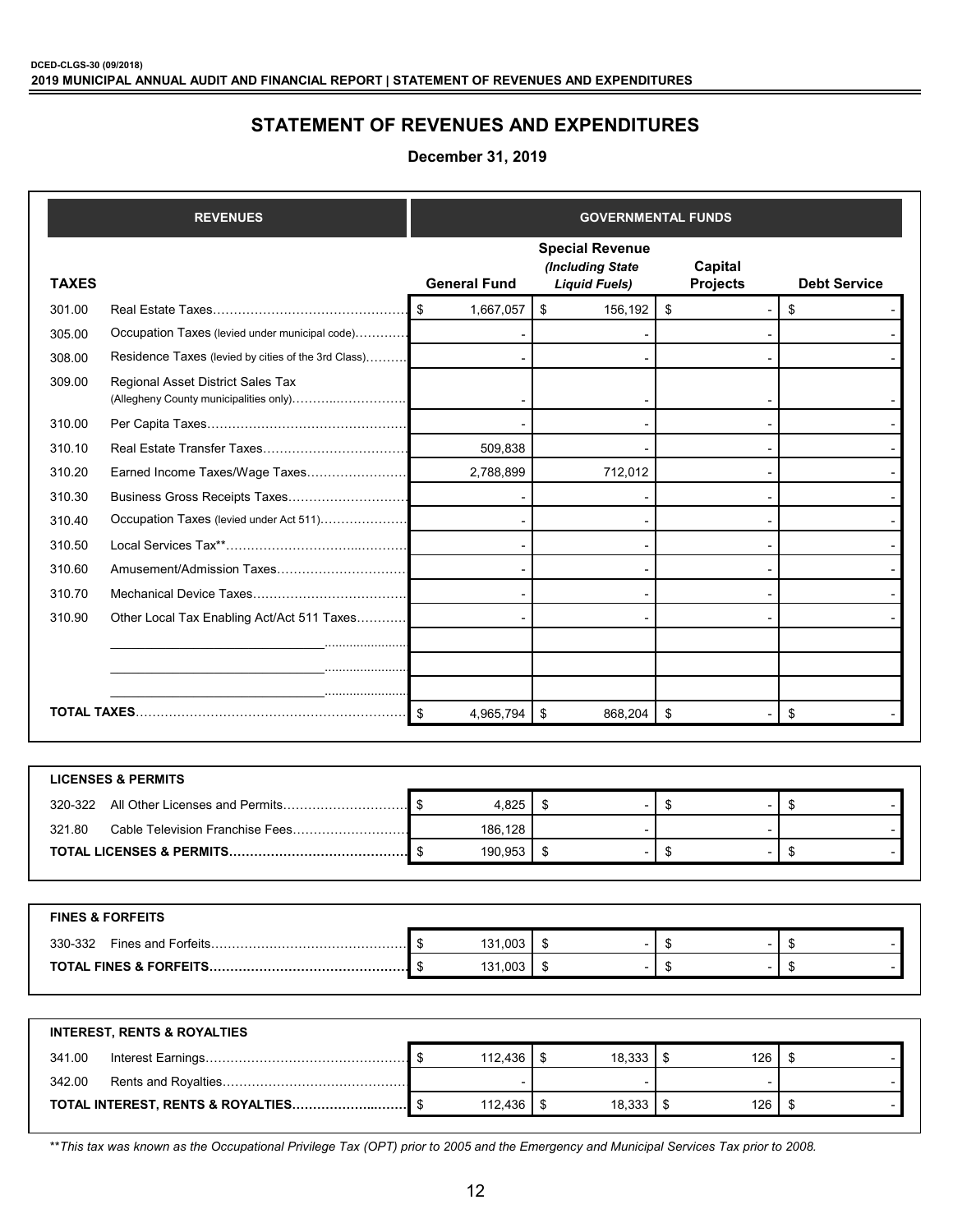# STATEMENT OF REVENUES AND EXPENDITURES

**December 31, 2019**

| REVENUES | | GOVERNMENTAL FUNDS | | | |
|---|---|---|---|---|---|
| **TAXES** | | **General Fund** | **Special Revenue *(Including State Liquid Fuels)*** | **Capital Projects** | **Debt Service** |
| 301.00 | Real Estate Taxes | $ 1,667,057 | $ 156,192 | $ - | $ - |
| 305.00 | Occupation Taxes (levied under municipal code) | - | - | - | - |
| 308.00 | Residence Taxes (levied by cities of the 3rd Class) | - | - | - | - |
| 309.00 | Regional Asset District Sales Tax (Allegheny County municipalities only) | - | - | - | - |
| 310.00 | Per Capita Taxes | - | - | - | - |
| 310.10 | Real Estate Transfer Taxes | 509,838 | - | - | - |
| 310.20 | Earned Income Taxes/Wage Taxes | 2,788,899 | 712,012 | - | - |
| 310.30 | Business Gross Receipts Taxes | - | - | - | - |
| 310.40 | Occupation Taxes (levied under Act 511) | - | - | - | - |
| 310.50 | Local Services Tax** | - | - | - | - |
| 310.60 | Amusement/Admission Taxes | - | - | - | - |
| 310.70 | Mechanical Device Taxes | - | - | - | - |
| 310.90 | Other Local Tax Enabling Act/Act 511 Taxes | - | - | - | - |
| | | | | | |
| | | | | | |
| | | | | | |
| **TOTAL TAXES** | | $ 4,965,794 | $ 868,204 | $ - | $ - |

| **LICENSES & PERMITS** | | | | | |
|---|---|---|---|---|---|
| 320-322 | All Other Licenses and Permits | $ 4,825 | $ - | $ - | $ - |
| 321.80 | Cable Television Franchise Fees | 186,128 | - | - | - |
| **TOTAL LICENSES & PERMITS** | | $ 190,953 | $ - | $ - | $ - |

| **FINES & FORFEITS** | | | | | |
|---|---|---|---|---|---|
| 330-332 | Fines and Forfeits | $ 131,003 | $ - | $ - | $ - |
| **TOTAL FINES & FORFEITS** | | $ 131,003 | $ - | $ - | $ - |

| **INTEREST, RENTS & ROYALTIES** | | | | | |
|---|---|---|---|---|---|
| 341.00 | Interest Earnings | $ 112,436 | $ 18,333 | $ 126 | $ - |
| 342.00 | Rents and Royalties | - | - | - | - |
| **TOTAL INTEREST, RENTS & ROYALTIES** | | $ 112,436 | $ 18,333 | $ 126 | $ - |

*\*\*This tax was known as the Occupational Privilege Tax (OPT) prior to 2005 and the Emergency and Municipal Services Tax prior to 2008.*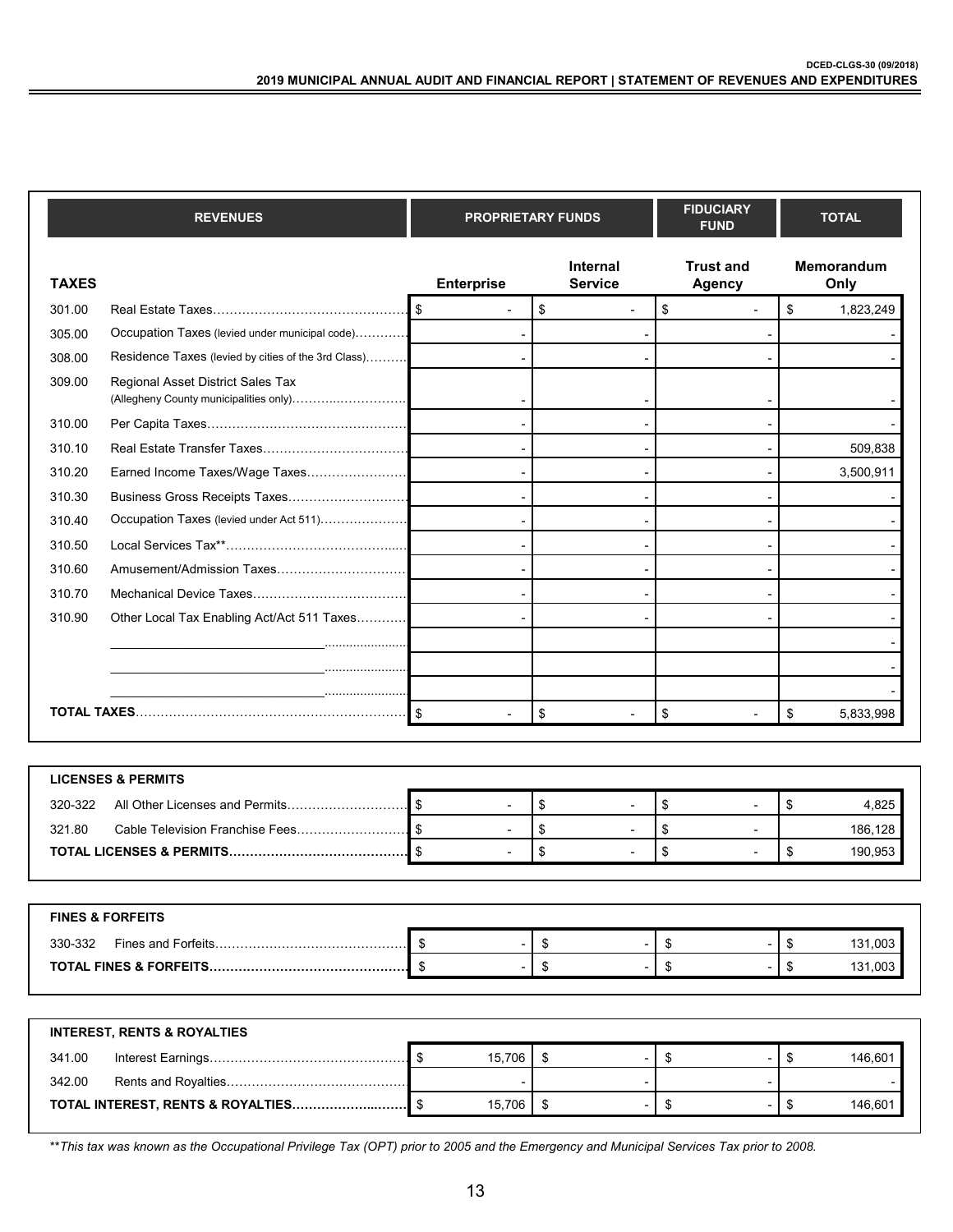DCED-CLGS-30 (09/2018)
**2019 MUNICIPAL ANNUAL AUDIT AND FINANCIAL REPORT | STATEMENT OF REVENUES AND EXPENDITURES**

| REVENUES | | PROPRIETARY FUNDS | | FIDUCIARY FUND | TOTAL |
|---|---|---|---|---|---|
| **TAXES** | | Enterprise | Internal Service | Trust and Agency | Memorandum Only |
| 301.00 | Real Estate Taxes | $ - | $ - | $ - | $ 1,823,249 |
| 305.00 | Occupation Taxes (levied under municipal code) | - | - | - | - |
| 308.00 | Residence Taxes (levied by cities of the 3rd Class) | - | - | - | - |
| 309.00 | Regional Asset District Sales Tax (Allegheny County municipalities only) | - | - | - | - |
| 310.00 | Per Capita Taxes | - | - | - | - |
| 310.10 | Real Estate Transfer Taxes | - | - | - | 509,838 |
| 310.20 | Earned Income Taxes/Wage Taxes | - | - | - | 3,500,911 |
| 310.30 | Business Gross Receipts Taxes | - | - | - | - |
| 310.40 | Occupation Taxes (levied under Act 511) | - | - | - | - |
| 310.50 | Local Services Tax** | - | - | - | - |
| 310.60 | Amusement/Admission Taxes | - | - | - | - |
| 310.70 | Mechanical Device Taxes | - | - | - | - |
| 310.90 | Other Local Tax Enabling Act/Act 511 Taxes | - | - | - | - |
| | | | | | - |
| | | | | | - |
| | | | | | - |
| **TOTAL TAXES** | | $ - | $ - | $ - | $ 5,833,998 |

| **LICENSES & PERMITS** | | | | | |
|---|---|---|---|---|---|
| 320-322 | All Other Licenses and Permits | $ - | $ - | $ - | $ 4,825 |
| 321.80 | Cable Television Franchise Fees | $ - | $ - | $ - | 186,128 |
| **TOTAL LICENSES & PERMITS** | | $ - | $ - | $ - | $ 190,953 |

| **FINES & FORFEITS** | | | | | |
|---|---|---|---|---|---|
| 330-332 | Fines and Forfeits | $ - | $ - | $ - | $ 131,003 |
| **TOTAL FINES & FORFEITS** | | $ - | $ - | $ - | $ 131,003 |

| **INTEREST, RENTS & ROYALTIES** | | | | | |
|---|---|---|---|---|---|
| 341.00 | Interest Earnings | $ 15,706 | $ - | $ - | $ 146,601 |
| 342.00 | Rents and Royalties | - | - | - | - |
| **TOTAL INTEREST, RENTS & ROYALTIES** | | $ 15,706 | $ - | $ - | $ 146,601 |

*\*\*This tax was known as the Occupational Privilege Tax (OPT) prior to 2005 and the Emergency and Municipal Services Tax prior to 2008.*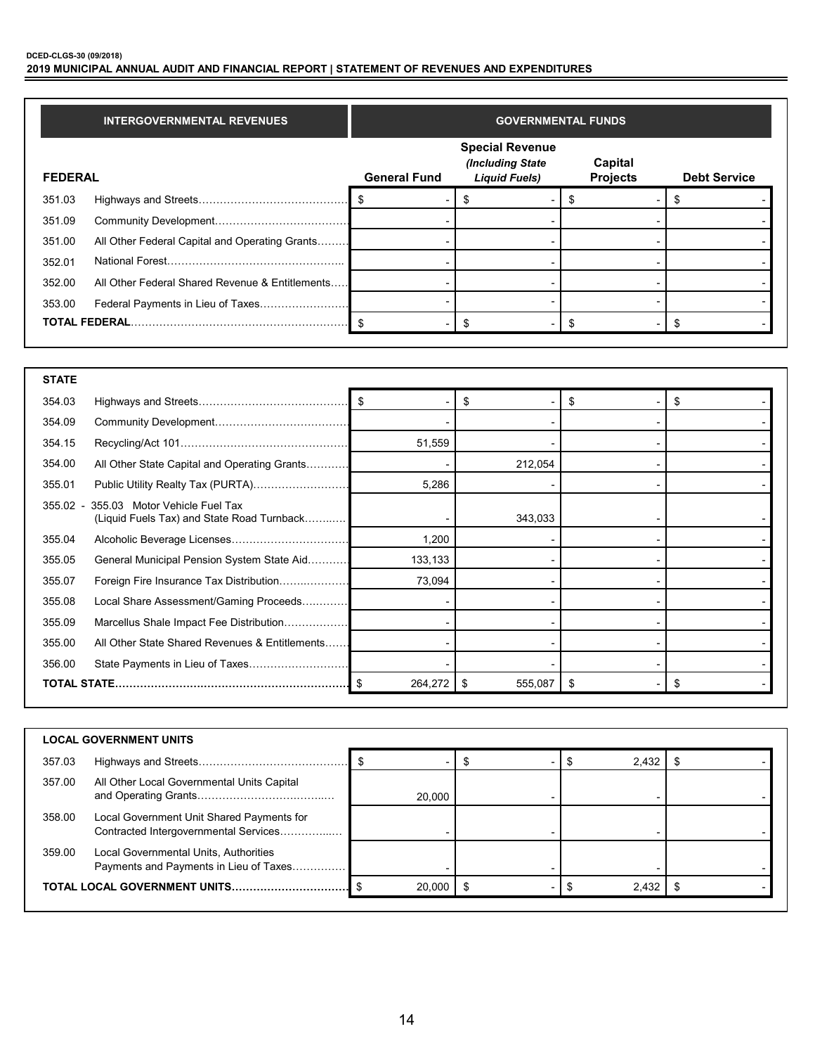DCED-CLGS-30 (09/2018)

**2019 MUNICIPAL ANNUAL AUDIT AND FINANCIAL REPORT | STATEMENT OF REVENUES AND EXPENDITURES**

| INTERGOVERNMENTAL REVENUES | | GOVERNMENTAL FUNDS | | | |
|---|---|---|---|---|---|
| **FEDERAL** | | **General Fund** | **Special Revenue** *(Including State Liquid Fuels)* | **Capital Projects** | **Debt Service** |
| 351.03 | Highways and Streets | $ - | $ - | $ - | $ - |
| 351.09 | Community Development | - | - | - | - |
| 351.00 | All Other Federal Capital and Operating Grants | - | - | - | - |
| 352.01 | National Forest | - | - | - | - |
| 352.00 | All Other Federal Shared Revenue & Entitlements | - | - | - | - |
| 353.00 | Federal Payments in Lieu of Taxes | - | - | - | - |
| **TOTAL FEDERAL** | | $ - | $ - | $ - | $ - |

| **STATE** | | General Fund | Special Revenue | Capital Projects | Debt Service |
|---|---|---|---|---|---|
| 354.03 | Highways and Streets | $ - | $ - | $ - | $ - |
| 354.09 | Community Development | - | - | - | - |
| 354.15 | Recycling/Act 101 | 51,559 | - | - | - |
| 354.00 | All Other State Capital and Operating Grants | - | 212,054 | - | - |
| 355.01 | Public Utility Realty Tax (PURTA) | 5,286 | - | - | - |
| 355.02 - 355.03 | Motor Vehicle Fuel Tax (Liquid Fuels Tax) and State Road Turnback | - | 343,033 | - | - |
| 355.04 | Alcoholic Beverage Licenses | 1,200 | - | - | - |
| 355.05 | General Municipal Pension System State Aid | 133,133 | - | - | - |
| 355.07 | Foreign Fire Insurance Tax Distribution | 73,094 | - | - | - |
| 355.08 | Local Share Assessment/Gaming Proceeds | - | - | - | - |
| 355.09 | Marcellus Shale Impact Fee Distribution | - | - | - | - |
| 355.00 | All Other State Shared Revenues & Entitlements | - | - | - | - |
| 356.00 | State Payments in Lieu of Taxes | - | - | - | - |
| **TOTAL STATE** | | $ 264,272 | $ 555,087 | $ - | $ - |

| **LOCAL GOVERNMENT UNITS** | | General Fund | Special Revenue | Capital Projects | Debt Service |
|---|---|---|---|---|---|
| 357.03 | Highways and Streets | $ - | $ - | $ 2,432 | $ - |
| 357.00 | All Other Local Governmental Units Capital and Operating Grants | 20,000 | - | - | - |
| 358.00 | Local Government Unit Shared Payments for Contracted Intergovernmental Services | - | - | - | - |
| 359.00 | Local Governmental Units, Authorities Payments and Payments in Lieu of Taxes | - | - | - | - |
| **TOTAL LOCAL GOVERNMENT UNITS** | | $ 20,000 | $ - | $ 2,432 | $ - |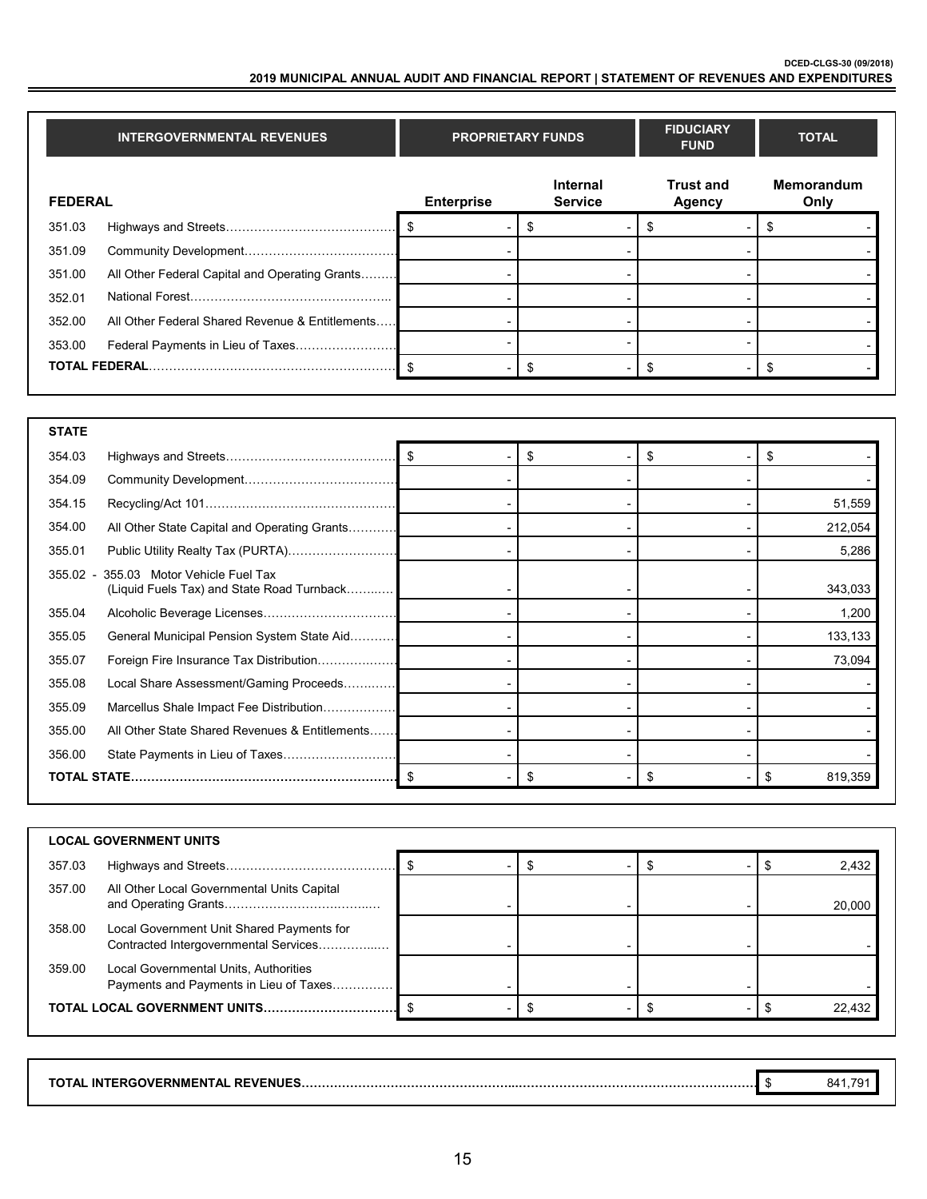DCED-CLGS-30 (09/2018)

**2019 MUNICIPAL ANNUAL AUDIT AND FINANCIAL REPORT | STATEMENT OF REVENUES AND EXPENDITURES**

| INTERGOVERNMENTAL REVENUES | | PROPRIETARY FUNDS | | FIDUCIARY FUND | TOTAL |
|---|---|---|---|---|---|
| **FEDERAL** | | **Enterprise** | **Internal Service** | **Trust and Agency** | **Memorandum Only** |
| 351.03 | Highways and Streets | $ - | $ - | $ - | $ - |
| 351.09 | Community Development | - | - | - | - |
| 351.00 | All Other Federal Capital and Operating Grants | - | - | - | - |
| 352.01 | National Forest | - | - | - | - |
| 352.00 | All Other Federal Shared Revenue & Entitlements | - | - | - | - |
| 353.00 | Federal Payments in Lieu of Taxes | - | - | - | - |
| **TOTAL FEDERAL** | | $ - | $ - | $ - | $ - |

| **STATE** | | Enterprise | Internal Service | Trust and Agency | Memorandum Only |
|---|---|---|---|---|---|
| 354.03 | Highways and Streets | $ - | $ - | $ - | $ - |
| 354.09 | Community Development | - | - | - | - |
| 354.15 | Recycling/Act 101 | - | - | - | 51,559 |
| 354.00 | All Other State Capital and Operating Grants | - | - | - | 212,054 |
| 355.01 | Public Utility Realty Tax (PURTA) | - | - | - | 5,286 |
| 355.02 - 355.03 | Motor Vehicle Fuel Tax (Liquid Fuels Tax) and State Road Turnback | - | - | - | 343,033 |
| 355.04 | Alcoholic Beverage Licenses | - | - | - | 1,200 |
| 355.05 | General Municipal Pension System State Aid | - | - | - | 133,133 |
| 355.07 | Foreign Fire Insurance Tax Distribution | - | - | - | 73,094 |
| 355.08 | Local Share Assessment/Gaming Proceeds | - | - | - | - |
| 355.09 | Marcellus Shale Impact Fee Distribution | - | - | - | - |
| 355.00 | All Other State Shared Revenues & Entitlements | - | - | - | - |
| 356.00 | State Payments in Lieu of Taxes | - | - | - | - |
| **TOTAL STATE** | | $ - | $ - | $ - | $ 819,359 |

| **LOCAL GOVERNMENT UNITS** | | Enterprise | Internal Service | Trust and Agency | Memorandum Only |
|---|---|---|---|---|---|
| 357.03 | Highways and Streets | $ - | $ - | $ - | $ 2,432 |
| 357.00 | All Other Local Governmental Units Capital and Operating Grants | - | - | - | 20,000 |
| 358.00 | Local Government Unit Shared Payments for Contracted Intergovernmental Services | - | - | - | - |
| 359.00 | Local Governmental Units, Authorities Payments and Payments in Lieu of Taxes | - | - | - | - |
| **TOTAL LOCAL GOVERNMENT UNITS** | | $ - | $ - | $ - | $ 22,432 |

| | |
|---|---|
| **TOTAL INTERGOVERNMENTAL REVENUES** | $ 841,791 |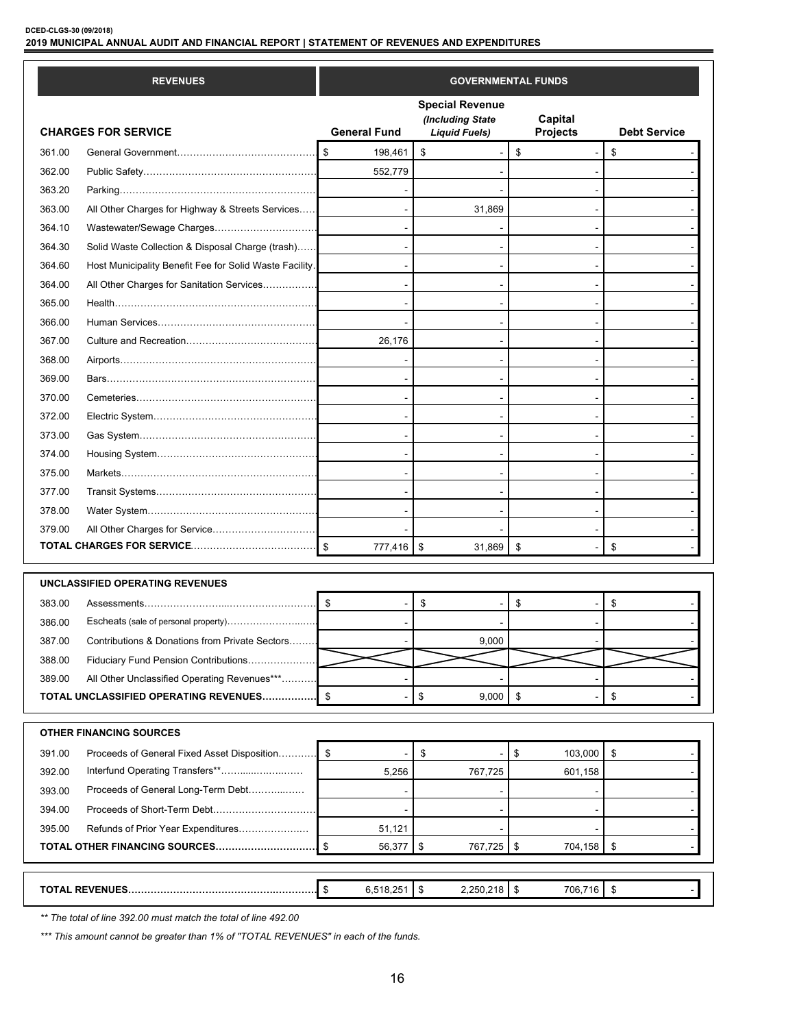DCED-CLGS-30 (09/2018)

**2019 MUNICIPAL ANNUAL AUDIT AND FINANCIAL REPORT | STATEMENT OF REVENUES AND EXPENDITURES**

| REVENUES | | GOVERNMENTAL FUNDS | | | |
|---|---|---|---|---|---|
| **CHARGES FOR SERVICE** | | **General Fund** | **Special Revenue** *(Including State Liquid Fuels)* | **Capital Projects** | **Debt Service** |
| 361.00 | General Government | $ 198,461 | $ - | $ - | $ - |
| 362.00 | Public Safety | 552,779 | - | - | - |
| 363.20 | Parking | - | - | - | - |
| 363.00 | All Other Charges for Highway & Streets Services | - | 31,869 | - | - |
| 364.10 | Wastewater/Sewage Charges | - | - | - | - |
| 364.30 | Solid Waste Collection & Disposal Charge (trash) | - | - | - | - |
| 364.60 | Host Municipality Benefit Fee for Solid Waste Facility | - | - | - | - |
| 364.00 | All Other Charges for Sanitation Services | - | - | - | - |
| 365.00 | Health | - | - | - | - |
| 366.00 | Human Services | - | - | - | - |
| 367.00 | Culture and Recreation | 26,176 | - | - | - |
| 368.00 | Airports | - | - | - | - |
| 369.00 | Bars | - | - | - | - |
| 370.00 | Cemeteries | - | - | - | - |
| 372.00 | Electric System | - | - | - | - |
| 373.00 | Gas System | - | - | - | - |
| 374.00 | Housing System | - | - | - | - |
| 375.00 | Markets | - | - | - | - |
| 377.00 | Transit Systems | - | - | - | - |
| 378.00 | Water System | - | - | - | - |
| 379.00 | All Other Charges for Service | - | - | - | - |
| **TOTAL CHARGES FOR SERVICE** | | $ 777,416 | $ 31,869 | $ - | $ - |
| **UNCLASSIFIED OPERATING REVENUES** | | | | | |
| 383.00 | Assessments | $ - | $ - | $ - | $ - |
| 386.00 | Escheats (sale of personal property) | - | - | - | - |
| 387.00 | Contributions & Donations from Private Sectors | - | 9,000 | - | - |
| 388.00 | Fiduciary Fund Pension Contributions | | | | |
| 389.00 | All Other Unclassified Operating Revenues*** | - | - | - | - |
| **TOTAL UNCLASSIFIED OPERATING REVENUES** | | $ - | $ 9,000 | $ - | $ - |
| **OTHER FINANCING SOURCES** | | | | | |
| 391.00 | Proceeds of General Fixed Asset Disposition | $ - | $ - | $ 103,000 | $ - |
| 392.00 | Interfund Operating Transfers** | 5,256 | 767,725 | 601,158 | - |
| 393.00 | Proceeds of General Long-Term Debt | - | - | - | - |
| 394.00 | Proceeds of Short-Term Debt | - | - | - | - |
| 395.00 | Refunds of Prior Year Expenditures | 51,121 | - | - | - |
| **TOTAL OTHER FINANCING SOURCES** | | $ 56,377 | $ 767,725 | $ 704,158 | $ - |
| **TOTAL REVENUES** | | $ 6,518,251 | $ 2,250,218 | $ 706,716 | $ - |

*** The total of line 392.00 must match the total of line 492.00*

**** This amount cannot be greater than 1% of "TOTAL REVENUES" in each of the funds.*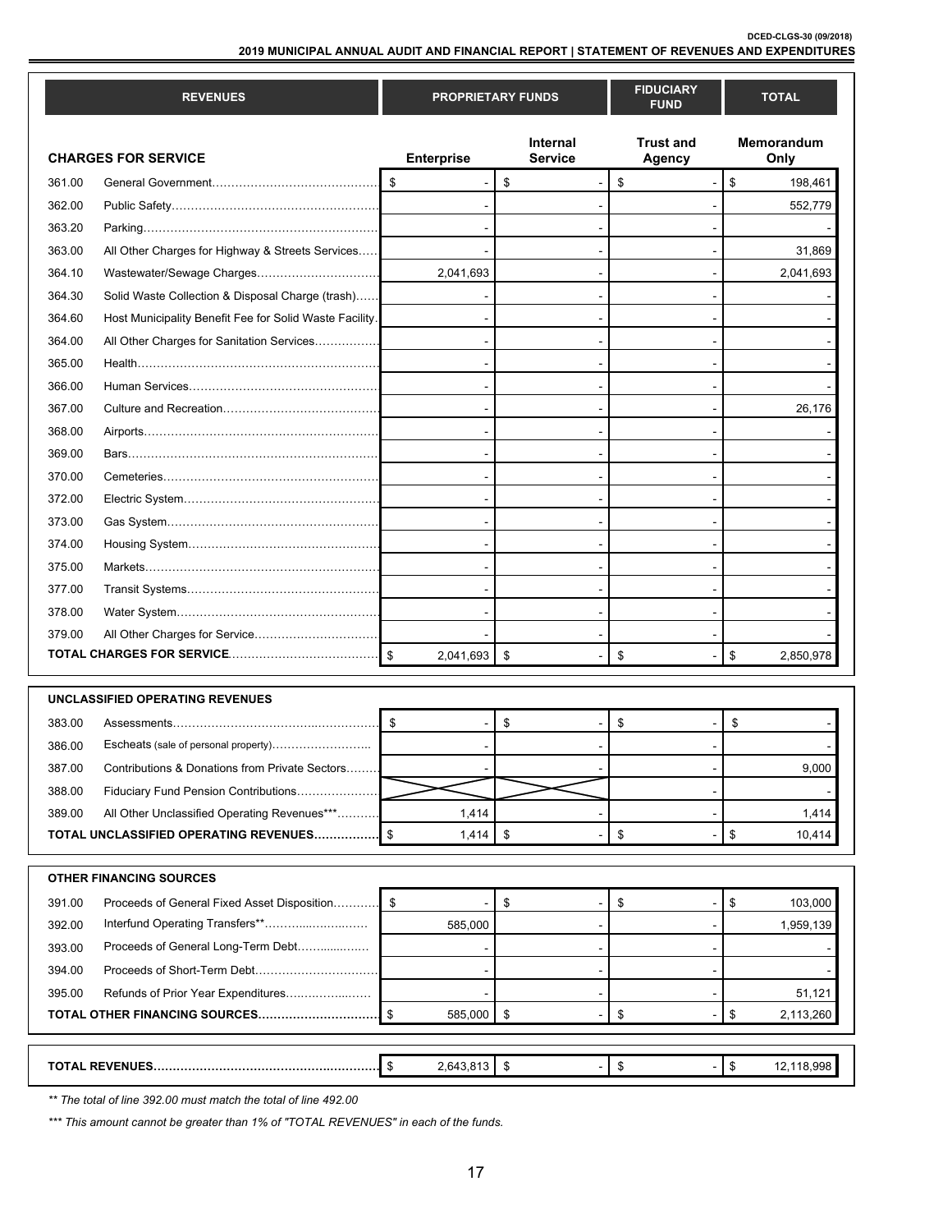DCED-CLGS-30 (09/2018)

## 2019 MUNICIPAL ANNUAL AUDIT AND FINANCIAL REPORT | STATEMENT OF REVENUES AND EXPENDITURES

| REVENUES | | PROPRIETARY FUNDS | | FIDUCIARY FUND | TOTAL |
|---|---|---|---|---|---|
| **CHARGES FOR SERVICE** | | **Enterprise** | **Internal Service** | **Trust and Agency** | **Memorandum Only** |
| 361.00 | General Government | $ - | $ - | $ - | $ 198,461 |
| 362.00 | Public Safety | - | - | - | 552,779 |
| 363.20 | Parking | - | - | - | - |
| 363.00 | All Other Charges for Highway & Streets Services | - | - | - | 31,869 |
| 364.10 | Wastewater/Sewage Charges | 2,041,693 | - | - | 2,041,693 |
| 364.30 | Solid Waste Collection & Disposal Charge (trash) | - | - | - | - |
| 364.60 | Host Municipality Benefit Fee for Solid Waste Facility | - | - | - | - |
| 364.00 | All Other Charges for Sanitation Services | - | - | - | - |
| 365.00 | Health | - | - | - | - |
| 366.00 | Human Services | - | - | - | - |
| 367.00 | Culture and Recreation | - | - | - | 26,176 |
| 368.00 | Airports | - | - | - | - |
| 369.00 | Bars | - | - | - | - |
| 370.00 | Cemeteries | - | - | - | - |
| 372.00 | Electric System | - | - | - | - |
| 373.00 | Gas System | - | - | - | - |
| 374.00 | Housing System | - | - | - | - |
| 375.00 | Markets | - | - | - | - |
| 377.00 | Transit Systems | - | - | - | - |
| 378.00 | Water System | - | - | - | - |
| 379.00 | All Other Charges for Service | - | - | - | - |
| **TOTAL CHARGES FOR SERVICE** | | $ 2,041,693 | $ - | $ - | $ 2,850,978 |

| UNCLASSIFIED OPERATING REVENUES | | Enterprise | Internal Service | Trust and Agency | Memorandum Only |
|---|---|---|---|---|---|
| 383.00 | Assessments | $ - | $ - | $ - | $ - |
| 386.00 | Escheats (sale of personal property) | - | - | - | - |
| 387.00 | Contributions & Donations from Private Sectors | - | - | - | 9,000 |
| 388.00 | Fiduciary Fund Pension Contributions | | | - | - |
| 389.00 | All Other Unclassified Operating Revenues*** | 1,414 | - | - | 1,414 |
| **TOTAL UNCLASSIFIED OPERATING REVENUES** | | $ 1,414 | $ - | $ - | $ 10,414 |

| OTHER FINANCING SOURCES | | Enterprise | Internal Service | Trust and Agency | Memorandum Only |
|---|---|---|---|---|---|
| 391.00 | Proceeds of General Fixed Asset Disposition | $ - | $ - | $ - | $ 103,000 |
| 392.00 | Interfund Operating Transfers** | 585,000 | - | - | 1,959,139 |
| 393.00 | Proceeds of General Long-Term Debt | - | - | - | - |
| 394.00 | Proceeds of Short-Term Debt | - | - | - | - |
| 395.00 | Refunds of Prior Year Expenditures | - | - | - | 51,121 |
| **TOTAL OTHER FINANCING SOURCES** | | $ 585,000 | $ - | $ - | $ 2,113,260 |

| | | Enterprise | Internal Service | Trust and Agency | Memorandum Only |
|---|---|---|---|---|---|
| **TOTAL REVENUES** | | $ 2,643,813 | $ - | $ - | $ 12,118,998 |

*** The total of line 392.00 must match the total of line 492.00*

**** This amount cannot be greater than 1% of "TOTAL REVENUES" in each of the funds.*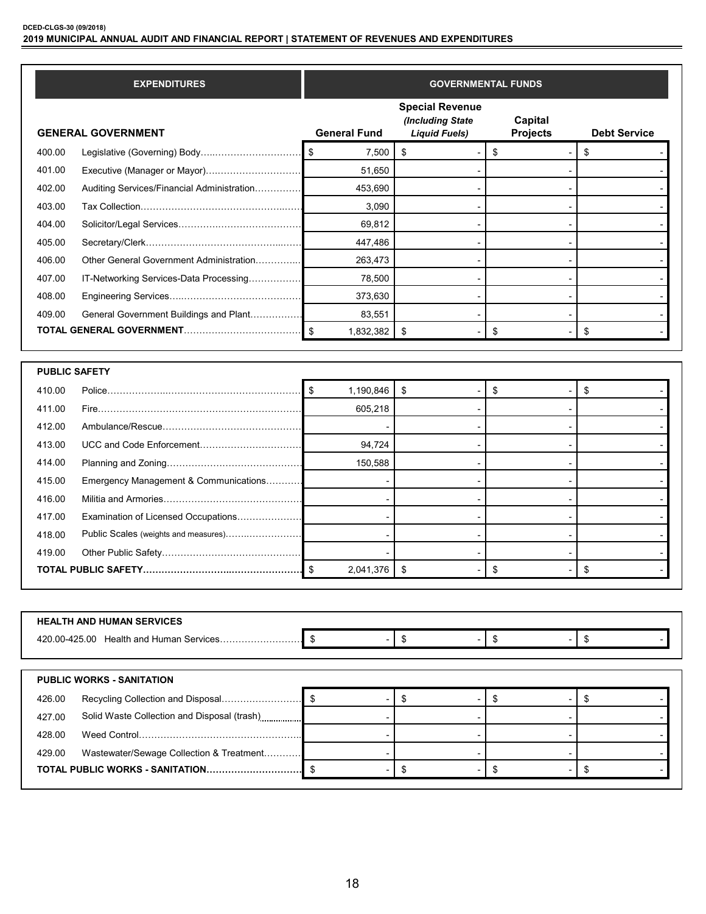DCED-CLGS-30 (09/2018)
**2019 MUNICIPAL ANNUAL AUDIT AND FINANCIAL REPORT | STATEMENT OF REVENUES AND EXPENDITURES**

| EXPENDITURES | | GOVERNMENTAL FUNDS | | | |
|---|---|---|---|---|---|
| **GENERAL GOVERNMENT** | | **General Fund** | **Special Revenue** *(Including State Liquid Fuels)* | **Capital Projects** | **Debt Service** |
| 400.00 | Legislative (Governing) Body | $ 7,500 | $ - | $ - | $ - |
| 401.00 | Executive (Manager or Mayor) | 51,650 | - | - | - |
| 402.00 | Auditing Services/Financial Administration | 453,690 | - | - | - |
| 403.00 | Tax Collection | 3,090 | - | - | - |
| 404.00 | Solicitor/Legal Services | 69,812 | - | - | - |
| 405.00 | Secretary/Clerk | 447,486 | - | - | - |
| 406.00 | Other General Government Administration | 263,473 | - | - | - |
| 407.00 | IT-Networking Services-Data Processing | 78,500 | - | - | - |
| 408.00 | Engineering Services | 373,630 | - | - | - |
| 409.00 | General Government Buildings and Plant | 83,551 | - | - | - |
| **TOTAL GENERAL GOVERNMENT** | | $ 1,832,382 | $ - | $ - | $ - |

| **PUBLIC SAFETY** | | | | | |
|---|---|---|---|---|---|
| 410.00 | Police | $ 1,190,846 | $ - | $ - | $ - |
| 411.00 | Fire | 605,218 | - | - | - |
| 412.00 | Ambulance/Rescue | - | - | - | - |
| 413.00 | UCC and Code Enforcement | 94,724 | - | - | - |
| 414.00 | Planning and Zoning | 150,588 | - | - | - |
| 415.00 | Emergency Management & Communications | - | - | - | - |
| 416.00 | Militia and Armories | - | - | - | - |
| 417.00 | Examination of Licensed Occupations | - | - | - | - |
| 418.00 | Public Scales (weights and measures) | - | - | - | - |
| 419.00 | Other Public Safety | - | - | - | - |
| **TOTAL PUBLIC SAFETY** | | $ 2,041,376 | $ - | $ - | $ - |

| **HEALTH AND HUMAN SERVICES** | | | | | |
|---|---|---|---|---|---|
| 420.00-425.00 | Health and Human Services | $ - | $ - | $ - | $ - |

| **PUBLIC WORKS - SANITATION** | | | | | |
|---|---|---|---|---|---|
| 426.00 | Recycling Collection and Disposal | $ - | $ - | $ - | $ - |
| 427.00 | Solid Waste Collection and Disposal (trash) | - | - | - | - |
| 428.00 | Weed Control | - | - | - | - |
| 429.00 | Wastewater/Sewage Collection & Treatment | - | - | - | - |
| **TOTAL PUBLIC WORKS - SANITATION** | | $ - | $ - | $ - | $ - |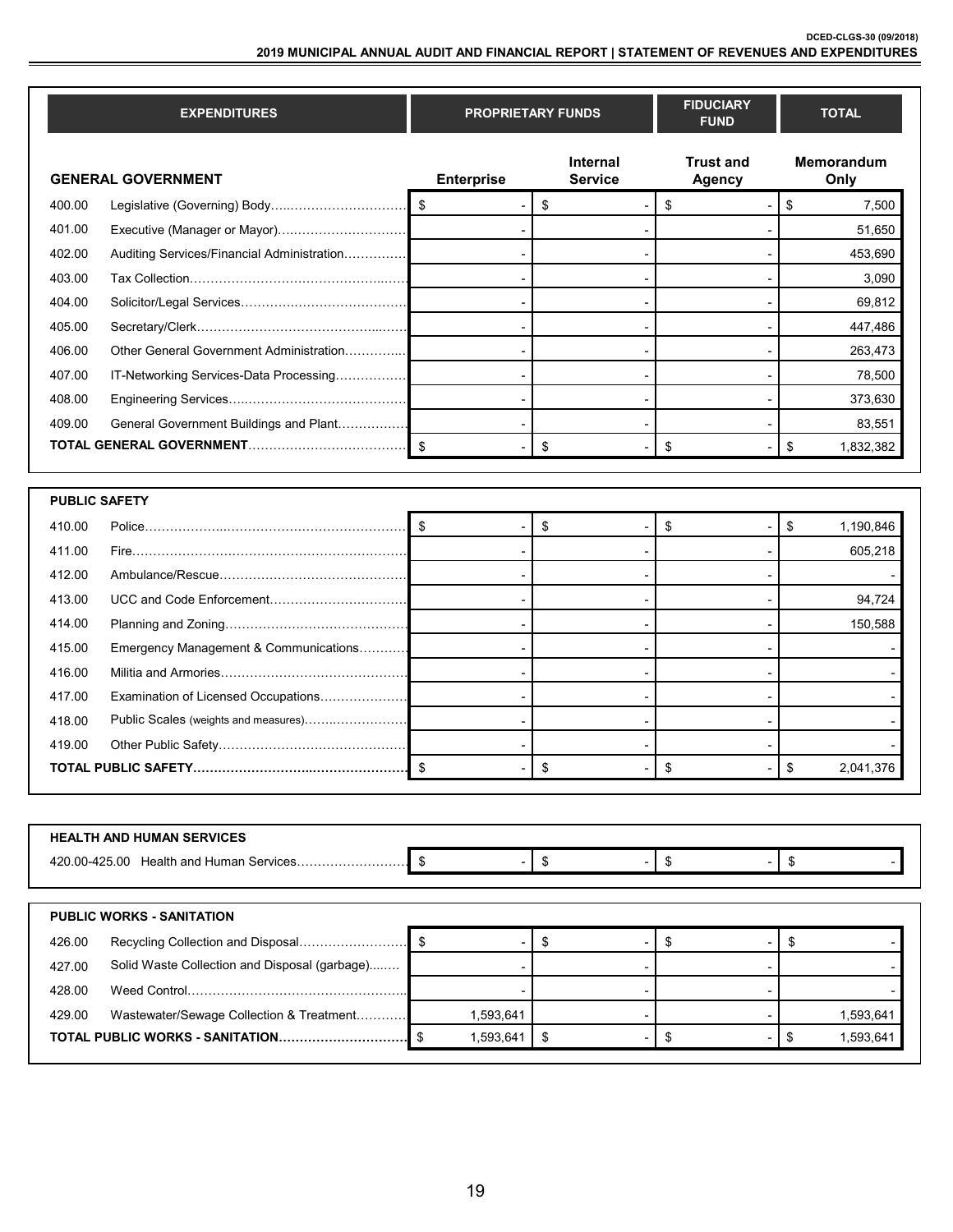DCED-CLGS-30 (09/2018)

**2019 MUNICIPAL ANNUAL AUDIT AND FINANCIAL REPORT | STATEMENT OF REVENUES AND EXPENDITURES**

| EXPENDITURES | | PROPRIETARY FUNDS | | FIDUCIARY FUND | TOTAL |
|---|---|---|---|---|---|
| **GENERAL GOVERNMENT** | | **Enterprise** | **Internal Service** | **Trust and Agency** | **Memorandum Only** |
| 400.00 | Legislative (Governing) Body | $ - | $ - | $ - | $ 7,500 |
| 401.00 | Executive (Manager or Mayor) | - | - | - | 51,650 |
| 402.00 | Auditing Services/Financial Administration | - | - | - | 453,690 |
| 403.00 | Tax Collection | - | - | - | 3,090 |
| 404.00 | Solicitor/Legal Services | - | - | - | 69,812 |
| 405.00 | Secretary/Clerk | - | - | - | 447,486 |
| 406.00 | Other General Government Administration | - | - | - | 263,473 |
| 407.00 | IT-Networking Services-Data Processing | - | - | - | 78,500 |
| 408.00 | Engineering Services | - | - | - | 373,630 |
| 409.00 | General Government Buildings and Plant | - | - | - | 83,551 |
| **TOTAL GENERAL GOVERNMENT** | | $ - | $ - | $ - | $ 1,832,382 |

| **PUBLIC SAFETY** | | | | | |
|---|---|---|---|---|---|
| 410.00 | Police | $ - | $ - | $ - | $ 1,190,846 |
| 411.00 | Fire | - | - | - | 605,218 |
| 412.00 | Ambulance/Rescue | - | - | - | - |
| 413.00 | UCC and Code Enforcement | - | - | - | 94,724 |
| 414.00 | Planning and Zoning | - | - | - | 150,588 |
| 415.00 | Emergency Management & Communications | - | - | - | - |
| 416.00 | Militia and Armories | - | - | - | - |
| 417.00 | Examination of Licensed Occupations | - | - | - | - |
| 418.00 | Public Scales (weights and measures) | - | - | - | - |
| 419.00 | Other Public Safety | - | - | - | - |
| **TOTAL PUBLIC SAFETY** | | $ - | $ - | $ - | $ 2,041,376 |

| **HEALTH AND HUMAN SERVICES** | | | | | |
|---|---|---|---|---|---|
| 420.00-425.00 | Health and Human Services | $ - | $ - | $ - | $ - |

| **PUBLIC WORKS - SANITATION** | | | | | |
|---|---|---|---|---|---|
| 426.00 | Recycling Collection and Disposal | $ - | $ - | $ - | $ - |
| 427.00 | Solid Waste Collection and Disposal (garbage) | - | - | - | - |
| 428.00 | Weed Control | - | - | - | - |
| 429.00 | Wastewater/Sewage Collection & Treatment | 1,593,641 | - | - | 1,593,641 |
| **TOTAL PUBLIC WORKS - SANITATION** | | $ 1,593,641 | $ - | $ - | $ 1,593,641 |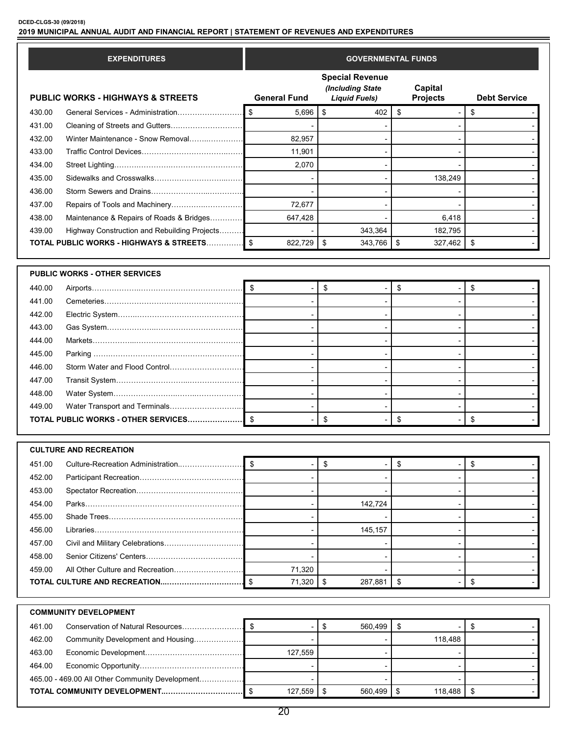DCED-CLGS-30 (09/2018)

**2019 MUNICIPAL ANNUAL AUDIT AND FINANCIAL REPORT | STATEMENT OF REVENUES AND EXPENDITURES**

| EXPENDITURES | | GOVERNMENTAL FUNDS | | | |
|---|---|---|---|---|---|
| **PUBLIC WORKS - HIGHWAYS & STREETS** | | **General Fund** | **Special Revenue** *(Including State Liquid Fuels)* | **Capital Projects** | **Debt Service** |
| 430.00 | General Services - Administration | $ 5,696 | $ 402 | $ - | $ - |
| 431.00 | Cleaning of Streets and Gutters | - | - | - | - |
| 432.00 | Winter Maintenance - Snow Removal | 82,957 | - | - | - |
| 433.00 | Traffic Control Devices | 11,901 | - | - | - |
| 434.00 | Street Lighting | 2,070 | - | - | - |
| 435.00 | Sidewalks and Crosswalks | - | - | 138,249 | - |
| 436.00 | Storm Sewers and Drains | - | - | - | - |
| 437.00 | Repairs of Tools and Machinery | 72,677 | - | - | - |
| 438.00 | Maintenance & Repairs of Roads & Bridges | 647,428 | - | 6,418 | - |
| 439.00 | Highway Construction and Rebuilding Projects | - | 343,364 | 182,795 | - |
| **TOTAL PUBLIC WORKS - HIGHWAYS & STREETS** | | $ 822,729 | $ 343,766 | $ 327,462 | $ - |

| **PUBLIC WORKS - OTHER SERVICES** | | General Fund | Special Revenue | Capital Projects | Debt Service |
|---|---|---|---|---|---|
| 440.00 | Airports | $ - | $ - | $ - | $ - |
| 441.00 | Cemeteries | - | - | - | - |
| 442.00 | Electric System | - | - | - | - |
| 443.00 | Gas System | - | - | - | - |
| 444.00 | Markets | - | - | - | - |
| 445.00 | Parking | - | - | - | - |
| 446.00 | Storm Water and Flood Control | - | - | - | - |
| 447.00 | Transit System | - | - | - | - |
| 448.00 | Water System | - | - | - | - |
| 449.00 | Water Transport and Terminals | - | - | - | - |
| **TOTAL PUBLIC WORKS - OTHER SERVICES** | | $ - | $ - | $ - | $ - |

| **CULTURE AND RECREATION** | | General Fund | Special Revenue | Capital Projects | Debt Service |
|---|---|---|---|---|---|
| 451.00 | Culture-Recreation Administration | $ - | $ - | $ - | $ - |
| 452.00 | Participant Recreation | - | - | - | - |
| 453.00 | Spectator Recreation | - | - | - | - |
| 454.00 | Parks | - | 142,724 | - | - |
| 455.00 | Shade Trees | - | - | - | - |
| 456.00 | Libraries | - | 145,157 | - | - |
| 457.00 | Civil and Military Celebrations | - | - | - | - |
| 458.00 | Senior Citizens' Centers | - | - | - | - |
| 459.00 | All Other Culture and Recreation | 71,320 | - | - | - |
| **TOTAL CULTURE AND RECREATION** | | $ 71,320 | $ 287,881 | $ - | $ - |

| **COMMUNITY DEVELOPMENT** | | General Fund | Special Revenue | Capital Projects | Debt Service |
|---|---|---|---|---|---|
| 461.00 | Conservation of Natural Resources | $ - | $ 560,499 | $ - | $ - |
| 462.00 | Community Development and Housing | - | - | 118,488 | - |
| 463.00 | Economic Development | 127,559 | - | - | - |
| 464.00 | Economic Opportunity | - | - | - | - |
| 465.00 - 469.00 | All Other Community Development | - | - | - | - |
| **TOTAL COMMUNITY DEVELOPMENT** | | $ 127,559 | $ 560,499 | $ 118,488 | $ - |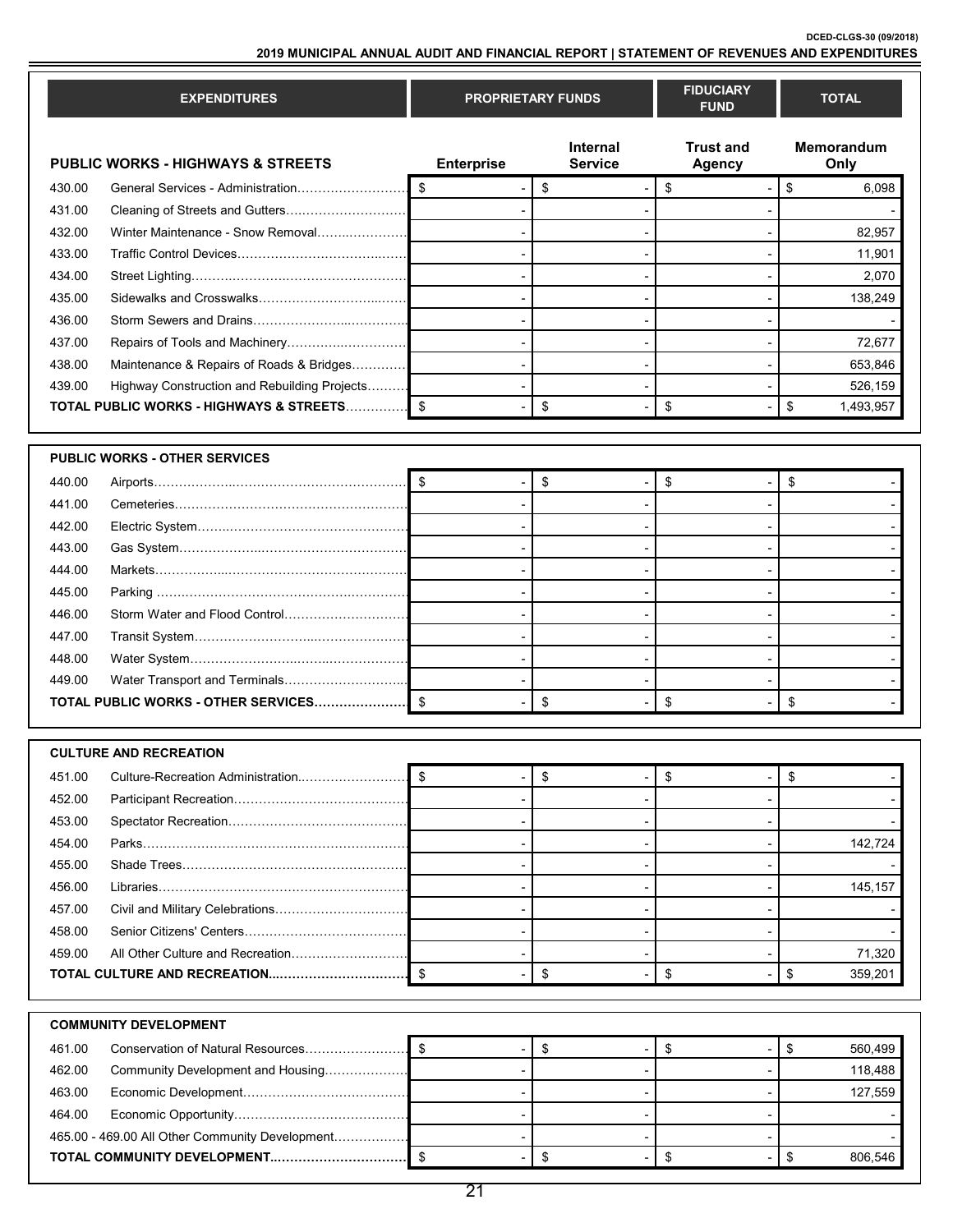DCED-CLGS-30 (09/2018)

**2019 MUNICIPAL ANNUAL AUDIT AND FINANCIAL REPORT | STATEMENT OF REVENUES AND EXPENDITURES**

| EXPENDITURES | | PROPRIETARY FUNDS | | FIDUCIARY FUND | TOTAL |
|---|---|---|---|---|---|
| **PUBLIC WORKS - HIGHWAYS & STREETS** | | **Enterprise** | **Internal Service** | **Trust and Agency** | **Memorandum Only** |
| 430.00 | General Services - Administration | $ - | $ - | $ - | $ 6,098 |
| 431.00 | Cleaning of Streets and Gutters | - | - | - | - |
| 432.00 | Winter Maintenance - Snow Removal | - | - | - | 82,957 |
| 433.00 | Traffic Control Devices | - | - | - | 11,901 |
| 434.00 | Street Lighting | - | - | - | 2,070 |
| 435.00 | Sidewalks and Crosswalks | - | - | - | 138,249 |
| 436.00 | Storm Sewers and Drains | - | - | - | - |
| 437.00 | Repairs of Tools and Machinery | - | - | - | 72,677 |
| 438.00 | Maintenance & Repairs of Roads & Bridges | - | - | - | 653,846 |
| 439.00 | Highway Construction and Rebuilding Projects | - | - | - | 526,159 |
| **TOTAL PUBLIC WORKS - HIGHWAYS & STREETS** | | $ - | $ - | $ - | $ 1,493,957 |

| **PUBLIC WORKS - OTHER SERVICES** | | **Enterprise** | **Internal Service** | **Trust and Agency** | **Memorandum Only** |
|---|---|---|---|---|---|
| 440.00 | Airports | $ - | $ - | $ - | $ - |
| 441.00 | Cemeteries | - | - | - | - |
| 442.00 | Electric System | - | - | - | - |
| 443.00 | Gas System | - | - | - | - |
| 444.00 | Markets | - | - | - | - |
| 445.00 | Parking | - | - | - | - |
| 446.00 | Storm Water and Flood Control | - | - | - | - |
| 447.00 | Transit System | - | - | - | - |
| 448.00 | Water System | - | - | - | - |
| 449.00 | Water Transport and Terminals | - | - | - | - |
| **TOTAL PUBLIC WORKS - OTHER SERVICES** | | $ - | $ - | $ - | $ - |

| **CULTURE AND RECREATION** | | **Enterprise** | **Internal Service** | **Trust and Agency** | **Memorandum Only** |
|---|---|---|---|---|---|
| 451.00 | Culture-Recreation Administration | $ - | $ - | $ - | $ - |
| 452.00 | Participant Recreation | - | - | - | - |
| 453.00 | Spectator Recreation | - | - | - | - |
| 454.00 | Parks | - | - | - | 142,724 |
| 455.00 | Shade Trees | - | - | - | - |
| 456.00 | Libraries | - | - | - | 145,157 |
| 457.00 | Civil and Military Celebrations | - | - | - | - |
| 458.00 | Senior Citizens' Centers | - | - | - | - |
| 459.00 | All Other Culture and Recreation | - | - | - | 71,320 |
| **TOTAL CULTURE AND RECREATION** | | $ - | $ - | $ - | $ 359,201 |

| **COMMUNITY DEVELOPMENT** | | **Enterprise** | **Internal Service** | **Trust and Agency** | **Memorandum Only** |
|---|---|---|---|---|---|
| 461.00 | Conservation of Natural Resources | $ - | $ - | $ - | $ 560,499 |
| 462.00 | Community Development and Housing | - | - | - | 118,488 |
| 463.00 | Economic Development | - | - | - | 127,559 |
| 464.00 | Economic Opportunity | - | - | - | - |
| 465.00 - 469.00 | All Other Community Development | - | - | - | - |
| **TOTAL COMMUNITY DEVELOPMENT** | | $ - | $ - | $ - | $ 806,546 |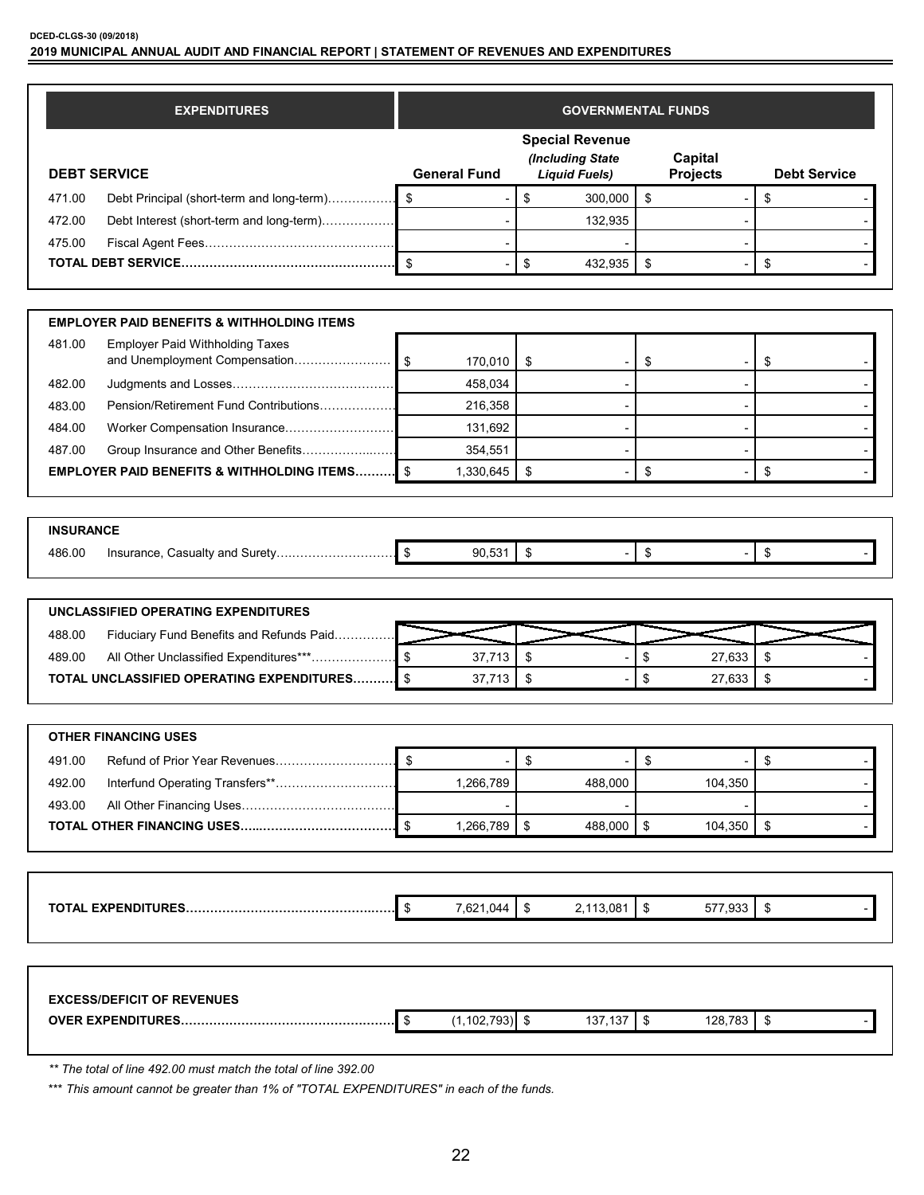DCED-CLGS-30 (09/2018)

**2019 MUNICIPAL ANNUAL AUDIT AND FINANCIAL REPORT | STATEMENT OF REVENUES AND EXPENDITURES**

| EXPENDITURES | | GOVERNMENTAL FUNDS | | | |
|---|---|---|---|---|---|
| **DEBT SERVICE** | | **General Fund** | **Special Revenue** *(Including State Liquid Fuels)* | **Capital Projects** | **Debt Service** |
| 471.00 | Debt Principal (short-term and long-term) | $ - | $ 300,000 | $ - | $ - |
| 472.00 | Debt Interest (short-term and long-term) | - | 132,935 | - | - |
| 475.00 | Fiscal Agent Fees | - | - | - | - |
| **TOTAL DEBT SERVICE** | | $ - | $ 432,935 | $ - | $ - |

| **EMPLOYER PAID BENEFITS & WITHHOLDING ITEMS** | | General Fund | Special Revenue | Capital Projects | Debt Service |
|---|---|---|---|---|---|
| 481.00 | Employer Paid Withholding Taxes and Unemployment Compensation | $ 170,010 | $ - | $ - | $ - |
| 482.00 | Judgments and Losses | 458,034 | - | - | - |
| 483.00 | Pension/Retirement Fund Contributions | 216,358 | - | - | - |
| 484.00 | Worker Compensation Insurance | 131,692 | - | - | - |
| 487.00 | Group Insurance and Other Benefits | 354,551 | - | - | - |
| **EMPLOYER PAID BENEFITS & WITHHOLDING ITEMS** | | $ 1,330,645 | $ - | $ - | $ - |

| **INSURANCE** | | General Fund | Special Revenue | Capital Projects | Debt Service |
|---|---|---|---|---|---|
| 486.00 | Insurance, Casualty and Surety | $ 90,531 | $ - | $ - | $ - |

| **UNCLASSIFIED OPERATING EXPENDITURES** | | General Fund | Special Revenue | Capital Projects | Debt Service |
|---|---|---|---|---|---|
| 488.00 | Fiduciary Fund Benefits and Refunds Paid | | | | |
| 489.00 | All Other Unclassified Expenditures*** | $ 37,713 | $ - | $ 27,633 | $ - |
| **TOTAL UNCLASSIFIED OPERATING EXPENDITURES** | | $ 37,713 | $ - | $ 27,633 | $ - |

| **OTHER FINANCING USES** | | General Fund | Special Revenue | Capital Projects | Debt Service |
|---|---|---|---|---|---|
| 491.00 | Refund of Prior Year Revenues | $ - | $ - | $ - | $ - |
| 492.00 | Interfund Operating Transfers** | 1,266,789 | 488,000 | 104,350 | - |
| 493.00 | All Other Financing Uses | - | - | - | - |
| **TOTAL OTHER FINANCING USES** | | $ 1,266,789 | $ 488,000 | $ 104,350 | $ - |

| | General Fund | Special Revenue | Capital Projects | Debt Service |
|---|---|---|---|---|
| **TOTAL EXPENDITURES** | $ 7,621,044 | $ 2,113,081 | $ 577,933 | $ - |

| | General Fund | Special Revenue | Capital Projects | Debt Service |
|---|---|---|---|---|
| **EXCESS/DEFICIT OF REVENUES OVER EXPENDITURES** | $ (1,102,793) | $ 137,137 | $ 128,783 | $ - |

*** The total of line 492.00 must match the total of line 392.00*

**** This amount cannot be greater than 1% of "TOTAL EXPENDITURES" in each of the funds.*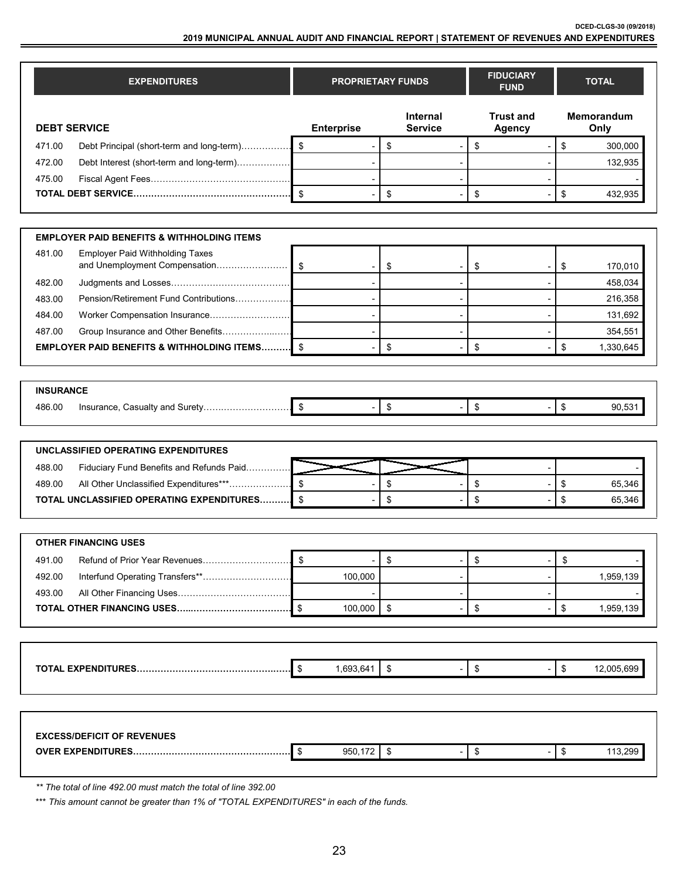| EXPENDITURES | PROPRIETARY FUNDS | | FIDUCIARY FUND | TOTAL |
|---|---|---|---|---|
| **DEBT SERVICE** | **Enterprise** | **Internal Service** | **Trust and Agency** | **Memorandum Only** |
| 471.00 Debt Principal (short-term and long-term) | $ - | $ - | $ - | $ 300,000 |
| 472.00 Debt Interest (short-term and long-term) | - | - | - | 132,935 |
| 475.00 Fiscal Agent Fees | - | - | - | - |
| **TOTAL DEBT SERVICE** | $ - | $ - | $ - | $ 432,935 |

| EMPLOYER PAID BENEFITS & WITHHOLDING ITEMS | Enterprise | Internal Service | Trust and Agency | Memorandum Only |
|---|---|---|---|---|
| 481.00 Employer Paid Withholding Taxes and Unemployment Compensation | $ - | $ - | $ - | $ 170,010 |
| 482.00 Judgments and Losses | - | - | - | 458,034 |
| 483.00 Pension/Retirement Fund Contributions | - | - | - | 216,358 |
| 484.00 Worker Compensation Insurance | - | - | - | 131,692 |
| 487.00 Group Insurance and Other Benefits | - | - | - | 354,551 |
| **EMPLOYER PAID BENEFITS & WITHHOLDING ITEMS** | $ - | $ - | $ - | $ 1,330,645 |

| INSURANCE | Enterprise | Internal Service | Trust and Agency | Memorandum Only |
|---|---|---|---|---|
| 486.00 Insurance, Casualty and Surety | $ - | $ - | $ - | $ 90,531 |

| UNCLASSIFIED OPERATING EXPENDITURES | Enterprise | Internal Service | Trust and Agency | Memorandum Only |
|---|---|---|---|---|
| 488.00 Fiduciary Fund Benefits and Refunds Paid | | | - | - |
| 489.00 All Other Unclassified Expenditures*** | $ - | $ - | $ - | $ 65,346 |
| **TOTAL UNCLASSIFIED OPERATING EXPENDITURES** | $ - | $ - | $ - | $ 65,346 |

| OTHER FINANCING USES | Enterprise | Internal Service | Trust and Agency | Memorandum Only |
|---|---|---|---|---|
| 491.00 Refund of Prior Year Revenues | $ - | $ - | $ - | $ - |
| 492.00 Interfund Operating Transfers** | 100,000 | - | - | 1,959,139 |
| 493.00 All Other Financing Uses | - | - | - | - |
| **TOTAL OTHER FINANCING USES** | $ 100,000 | $ - | $ - | $ 1,959,139 |

| | Enterprise | Internal Service | Trust and Agency | Memorandum Only |
|---|---|---|---|---|
| **TOTAL EXPENDITURES** | $ 1,693,641 | $ - | $ - | $ 12,005,699 |

| | Enterprise | Internal Service | Trust and Agency | Memorandum Only |
|---|---|---|---|---|
| **EXCESS/DEFICIT OF REVENUES OVER EXPENDITURES** | $ 950,172 | $ - | $ - | $ 113,299 |

*** The total of line 492.00 must match the total of line 392.00*

**** This amount cannot be greater than 1% of "TOTAL EXPENDITURES" in each of the funds.*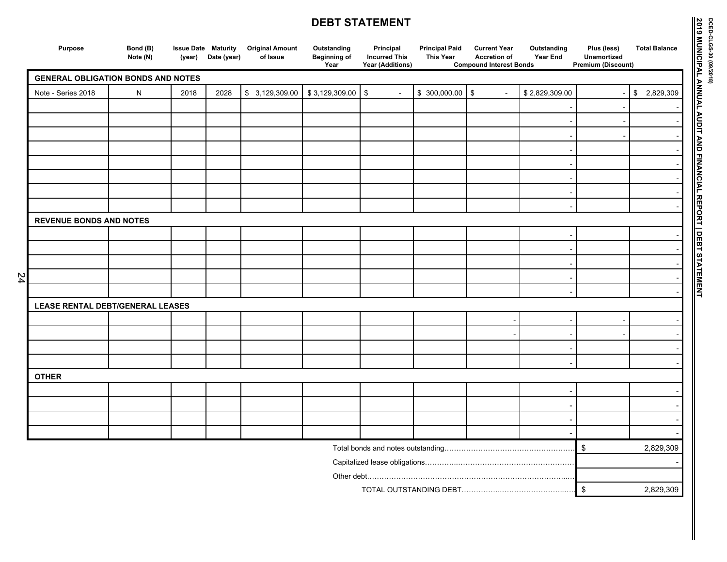# DEBT STATEMENT

| Purpose | Bond (B) Note (N) | Issue Date (year) | Maturity Date (year) | Original Amount of Issue | Outstanding Beginning of Year | Principal Incurred This Year (Additions) | Principal Paid This Year | Current Year Accretion of Compound Interest Bonds | Outstanding Year End | Plus (less) Unamortized Premium (Discount) | Total Balance |
|---|---|---|---|---|---|---|---|---|---|---|---|
| **GENERAL OBLIGATION BONDS AND NOTES** | | | | | | | | | | | |
| Note - Series 2018 | N | 2018 | 2028 | $ 3,129,309.00 | $ 3,129,309.00 | $ - | $ 300,000.00 | $ - | $ 2,829,309.00 | - | $ 2,829,309 |
| | | | | | | | | | - | - | - |
| | | | | | | | | | - | - | - |
| | | | | | | | | | - | - | - |
| | | | | | | | | | - | | - |
| | | | | | | | | | - | | - |
| | | | | | | | | | - | | - |
| | | | | | | | | | - | | - |
| | | | | | | | | | - | | - |
| **REVENUE BONDS AND NOTES** | | | | | | | | | | | |
| | | | | | | | | | - | | - |
| | | | | | | | | | - | | - |
| | | | | | | | | | - | | - |
| | | | | | | | | | - | | - |
| | | | | | | | | | - | | - |
| **LEASE RENTAL DEBT/GENERAL LEASES** | | | | | | | | | | | |
| | | | | | | | | - | - | - | - |
| | | | | | | | | - | - | - | - |
| | | | | | | | | | - | | - |
| | | | | | | | | | - | | - |
| **OTHER** | | | | | | | | | | | |
| | | | | | | | | | - | | - |
| | | | | | | | | | - | | - |
| | | | | | | | | | - | | - |
| | | | | | | | | | - | | - |

| | |
|---|---|
| Total bonds and notes outstanding | $ 2,829,309 |
| Capitalized lease obligations | - |
| Other debt | |
| TOTAL OUTSTANDING DEBT | $ 2,829,309 |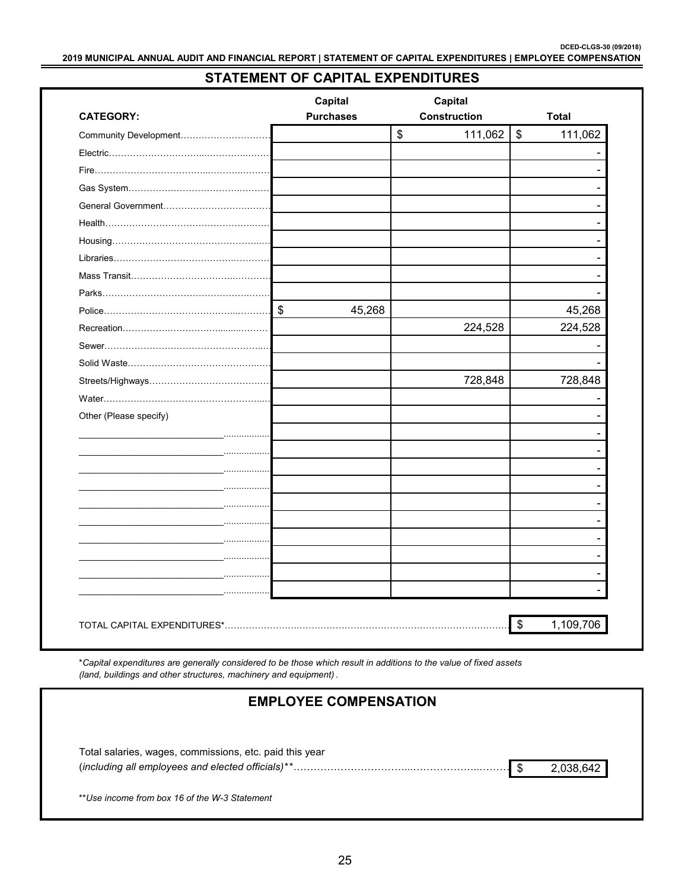## STATEMENT OF CAPITAL EXPENDITURES

| CATEGORY: | Capital Purchases | Capital Construction | Total |
|---|---|---|---|
| Community Development | | $ 111,062 | $ 111,062 |
| Electric | | | - |
| Fire | | | - |
| Gas System | | | - |
| General Government | | | - |
| Health | | | - |
| Housing | | | - |
| Libraries | | | - |
| Mass Transit | | | - |
| Parks | | | - |
| Police | $ 45,268 | | 45,268 |
| Recreation | | 224,528 | 224,528 |
| Sewer | | | - |
| Solid Waste | | | - |
| Streets/Highways | | 728,848 | 728,848 |
| Water | | | - |
| Other (Please specify) | | | - |
| | | | - |
| | | | - |
| | | | - |
| | | | - |
| | | | - |
| | | | - |
| | | | - |
| | | | - |
| | | | - |
| | | | - |

TOTAL CAPITAL EXPENDITURES* $ 1,109,706

**Capital expenditures are generally considered to be those which result in additions to the value of fixed assets (land, buildings and other structures, machinery and equipment).*

## EMPLOYEE COMPENSATION

Total salaries, wages, commissions, etc. paid this year (*including all employees and elected officials*)** $ 2,038,642

***Use income from box 16 of the W-3 Statement*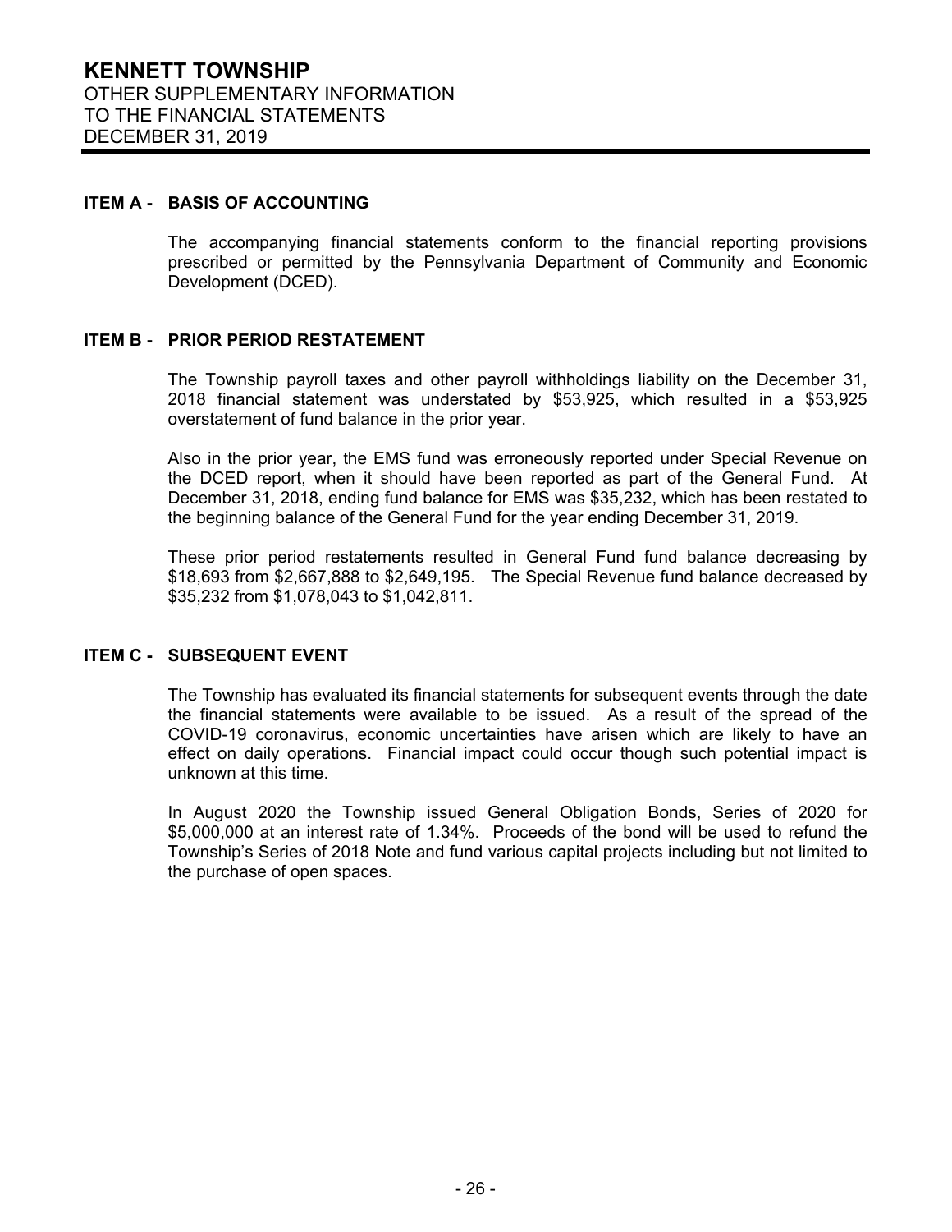# KENNETT TOWNSHIP

OTHER SUPPLEMENTARY INFORMATION
TO THE FINANCIAL STATEMENTS
DECEMBER 31, 2019

## ITEM A - BASIS OF ACCOUNTING

The accompanying financial statements conform to the financial reporting provisions prescribed or permitted by the Pennsylvania Department of Community and Economic Development (DCED).

## ITEM B - PRIOR PERIOD RESTATEMENT

The Township payroll taxes and other payroll withholdings liability on the December 31, 2018 financial statement was understated by $53,925, which resulted in a $53,925 overstatement of fund balance in the prior year.

Also in the prior year, the EMS fund was erroneously reported under Special Revenue on the DCED report, when it should have been reported as part of the General Fund. At December 31, 2018, ending fund balance for EMS was $35,232, which has been restated to the beginning balance of the General Fund for the year ending December 31, 2019.

These prior period restatements resulted in General Fund fund balance decreasing by $18,693 from $2,667,888 to $2,649,195. The Special Revenue fund balance decreased by $35,232 from $1,078,043 to $1,042,811.

## ITEM C - SUBSEQUENT EVENT

The Township has evaluated its financial statements for subsequent events through the date the financial statements were available to be issued. As a result of the spread of the COVID-19 coronavirus, economic uncertainties have arisen which are likely to have an effect on daily operations. Financial impact could occur though such potential impact is unknown at this time.

In August 2020 the Township issued General Obligation Bonds, Series of 2020 for $5,000,000 at an interest rate of 1.34%. Proceeds of the bond will be used to refund the Township's Series of 2018 Note and fund various capital projects including but not limited to the purchase of open spaces.